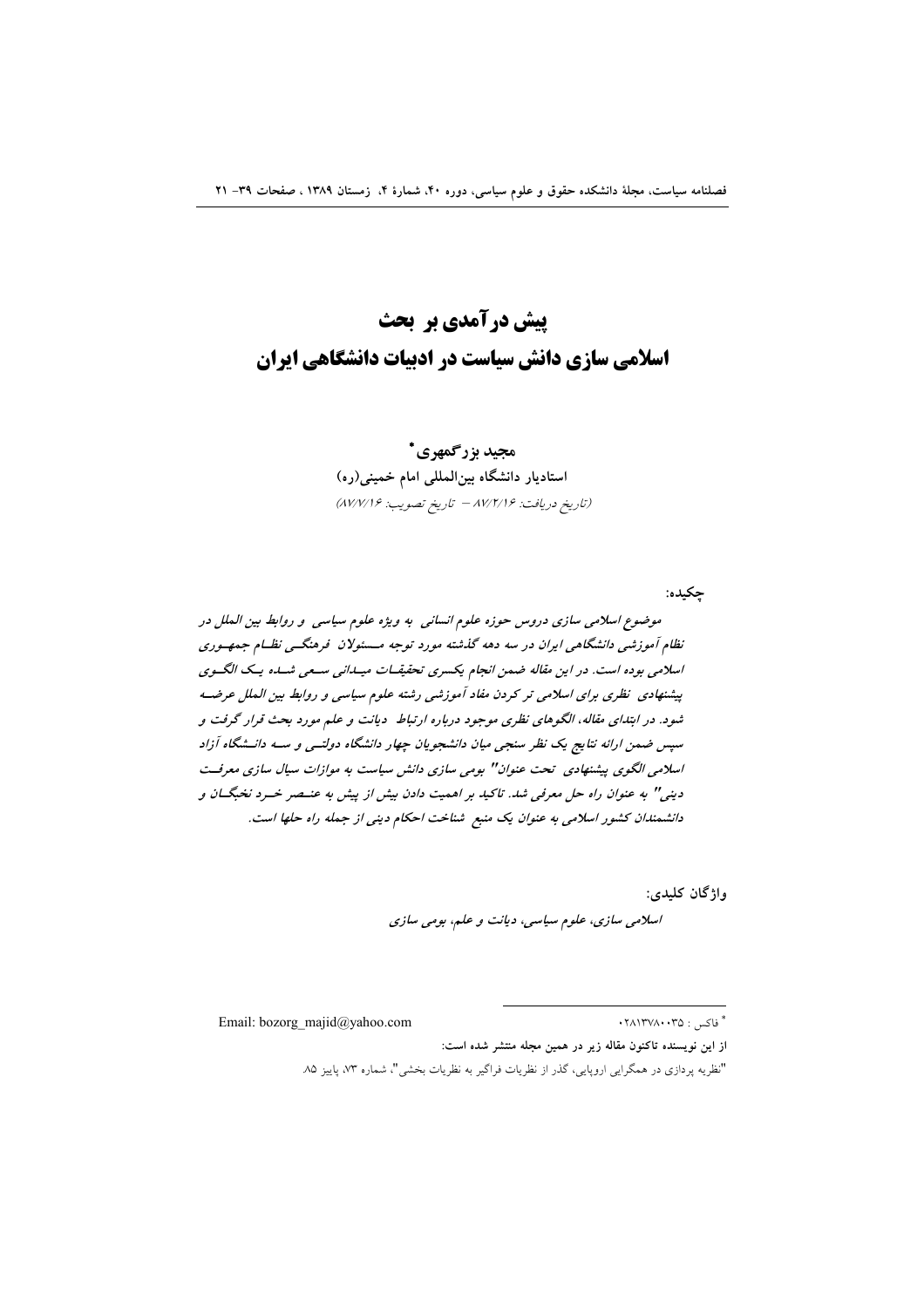# پیش درآمدی بر بحث اسلامی سازی دانش سیاست در ادبیات دانشگاهی ایران

**مجید بزرگمهری***

**استادیار دانشگاه بین‌المللی امام خمینی(ره)**

*(تاریخ دریافت: ۸۷/۲/۱۶ – تاریخ تصویب: ۸۷/۷/۱۶)*

**چکیده:**

*موضوع اسلامی سازی دروس حوزه علوم انسانی به ویژه علوم سیاسی و روابط بین الملل در نظام آموزشی دانشگاهی ایران در سه دهه گذشته مورد توجه مسئولان فرهنگی نظام جمهوری اسلامی بوده است. در این مقاله ضمن انجام یکسری تحقیقات میدانی سعی شده یک الگوی پیشنهادی نظری برای اسلامی تر کردن مفاد آموزشی رشته علوم سیاسی و روابط بین الملل عرضه شود. در ابتدای مقاله، الگوهای نظری موجود درباره ارتباط دیانت و علم مورد بحث قرار گرفت و سپس ضمن ارائه نتایج یک نظر سنجی میان دانشجویان چهار دانشگاه دولتی و سه دانشگاه آزاد اسلامی الگوی پیشنهادی تحت عنوان" بومی سازی دانش سیاست به موازات سیال سازی معرفت دینی" به عنوان راه حل معرفی شد. تاکید بر اهمیت دادن بیش از پیش به عنصر خرد نخبگان و دانشمندان کشور اسلامی به عنوان یک منبع شناخت احکام دینی از جمله راه حلها است.*

**واژگان کلیدی:**

*اسلامی سازی، علوم سیاسی، دیانت و علم، بومی سازی*

---

* فاکس : ۰۲۸۱۳۷۸۰۰۳۵ Email: bozorg_majid@yahoo.com

**از این نویسنده تاکنون مقاله زیر در همین مجله منتشر شده است:**

"نظریه پردازی در همگرایی اروپایی، گذر از نظریات فراگیر به نظریات بخشی"، شماره ۷۳، پاییز ۸۵.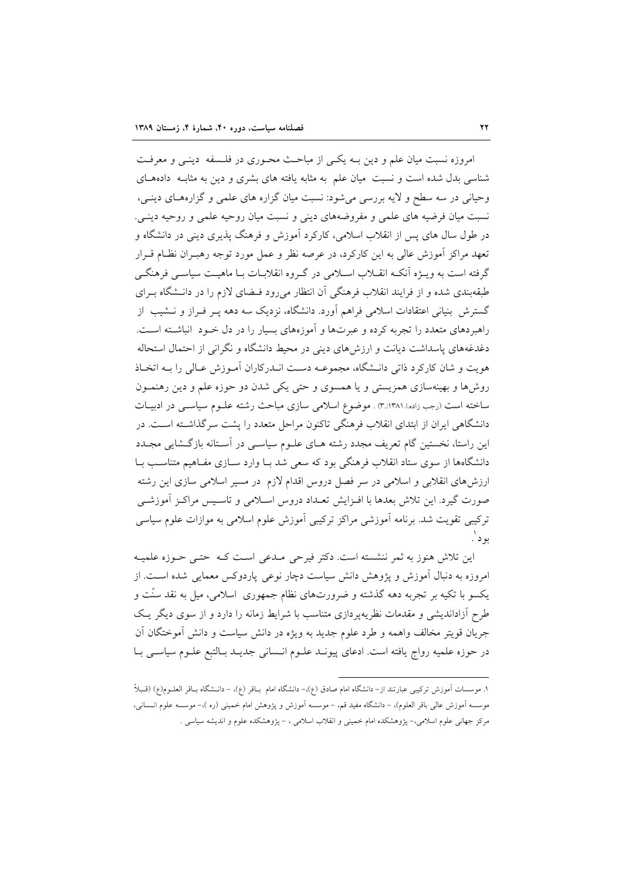امروزه نسبت میان علم و دین بـه یکـی از مباحـث محـوری در فلـسفه دینـی و معرفـت شناسی بدل شده است و نسبت میان علم به مثابه یافته های بشری و دین به مثابـه دادههـای وحیانی در سه سطح و لایه بررسی می‌شود: نسبت میان گزاره های علمی و گزارههـای دینـی، نسبت میان فرضیه های علمی و مفروضههای دینی و نسبت میان روحیه علمی و روحیه دینـی. در طول سال های پس از انقلاب اسلامی، کارکرد آموزش و فرهنگ پذیری دینی در دانشگاه و تعهد مراکز آموزش عالی به این کارکرد، در عرصه نظر و عمل مورد توجه رهبـران نظـام قـرار گرفته است به ویـژه آنکـه انقـلاب اسـلامی در گـروه انقلابـات بـا ماهیـت سیاسـی فرهنگـی طبقه‌بندی شده و از فرایند انقلاب فرهنگی آن انتظار می‌رود فـضای لازم را در دانـشگاه بـرای گسترش بنیانی اعتقادات اسلامی فراهم آورد. دانشگاه، نزدیک سه دهه پـر فـراز و نـشیب از راهبردهای متعدد را تجربه کرده و عبرت‌ها و آموزه‌های بسیار را در دل خـود انباشـته اسـت. دغدغه‌های پاسداشت دیانت و ارزش‌های دینی در محیط دانشگاه و نگرانی از احتمال استحاله هویت و شان کارکرد ذاتی دانـشگاه، مجموعـه دسـت انـدرکاران آمـوزش عـالی را بـه اتخـاذ روش‌ها و بهینه‌سازی همزیستی و یا همسوی و حتی یکی شدن دو حوزه علم و دین رهنمـون ساخته است (رجب زاده،ا.۱۳۸۱.:۳) . موضوع اسلامی سازی مباحث رشته علـوم سیاسـی در ادبیـات دانشگاهی ایران از ابتدای انقلاب فرهنگی تاکنون مراحل متعدد را پشت سرگذاشـته اسـت. در این راستا، نخستین گام تعریف مجدد رشته هـای علـوم سیاسـی در آسـتانه بازگـشایی مجـدد دانشگاه‌ها از سوی ستاد انقلاب فرهنگی بود که سعی شد بـا وارد سـازی مفـاهیم متناسـب بـا ارزش‌های انقلابی و اسلامی در سر فصل دروس اقدام لازم در مسیر اسلامی سازی این رشته صورت گیرد. این تلاش بعدها با افـزایش تعـداد دروس اسـلامی و تاسـیس مراکـز آموزشـی ترکیبی تقویت شد. برنامه آموزشی مراکز ترکیبی آموزش علوم اسلامی به موازات علوم سیاسی بود[1].

این تلاش هنوز به ثمر ننشسته است. دکتر فیرحی مـدعی اسـت کـه حتـی حـوزه علمیـه امروزه به دنبال آموزش و پژوهش دانش سیاست دچار نوعی پاردوکس معمایی شده اسـت. از یکسو با تکیه بر تجربه دهه گذشته و ضرورت‌های نظام جمهوری اسلامی، میل به نقد سنّت و طرح آزاداندیشی و مقدمات نظریه‌پردازی متناسب با شرایط زمانه را دارد و از سوی دیگر یـک جریان قویتر مخالف واهمه و طرد علوم جدید به ویژه در دانش سیاست و دانش آموختگان آن در حوزه علمیه رواج یافته است. ادعای پیونـد علـوم انـسانی جدیـد بـالتبع علـوم سیاسـی بـا

---

۱. موسسات آموزش ترکیبی عبارتند از- دانشگاه امام صادق (ع)،- دانشگاه امام بـاقر (ع)، - دانـشگاه بـاقر العلـوم(ع) (قـبلاً موسسه آموزش عالی باقر العلوم)، - دانشگاه مفید قم، - موسسه آموزش و پژوهش امام خمینی (ره )،- موسسه علوم انـسانی، مرکز جهانی علوم اسلامی،- پژوهشکده امام خمینی و انقلاب اسلامی ، - پژوهشکده علوم و اندیشه سیاسی .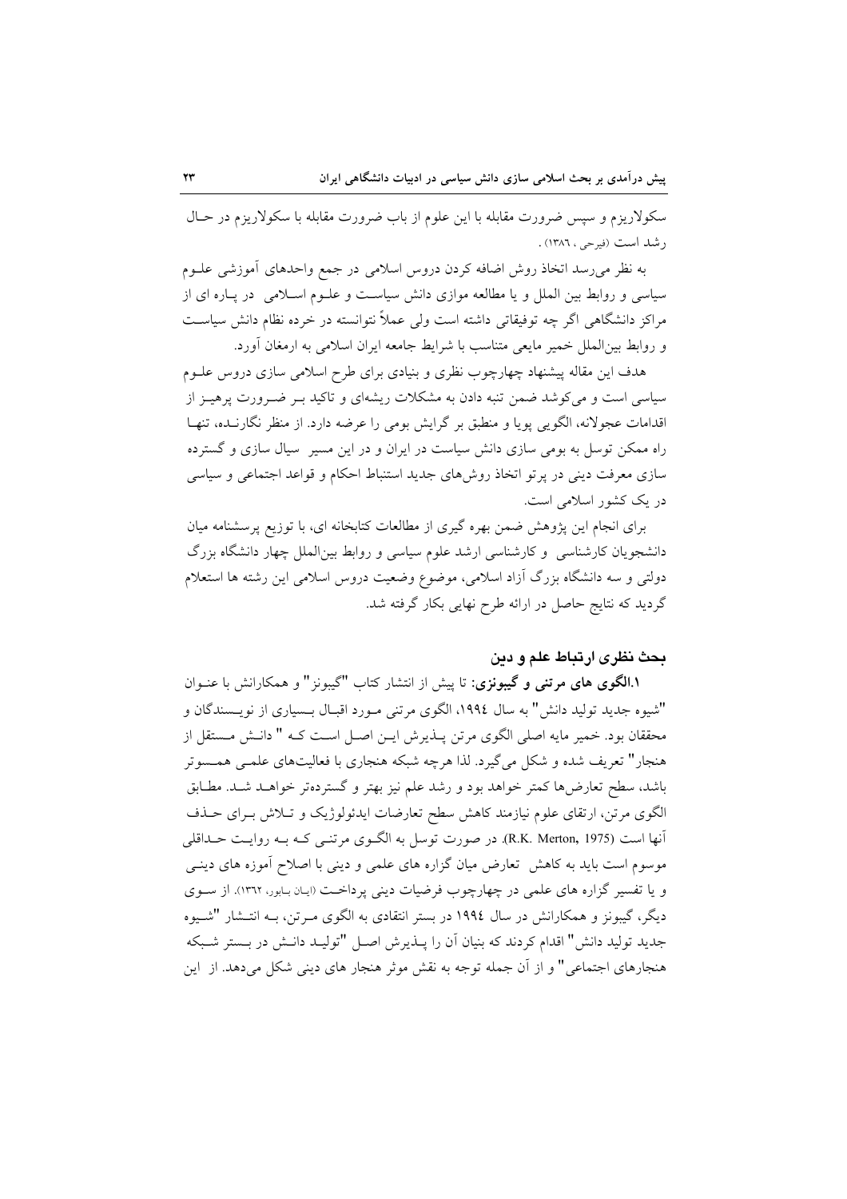سکولاریزم و سپس ضرورت مقابله با این علوم از باب ضرورت مقابله با سکولاریزم در حال رشد است (فیرحی ، ۱۳۸٦) .

به نظر می‌رسد اتخاذ روش اضافه کردن دروس اسلامی در جمع واحدهای آموزشی علوم سیاسی و روابط بین الملل و یا مطالعه موازی دانش سیاست و علوم اسلامی در پاره ای از مراکز دانشگاهی اگر چه توفیقاتی داشته است ولی عملاً نتوانسته در خرده نظام دانش سیاست و روابط بین‌الملل خمیر مایعی متناسب با شرایط جامعه ایران اسلامی به ارمغان آورد.

هدف این مقاله پیشنهاد چارچوب نظری و بنیادی برای طرح اسلامی سازی دروس علوم سیاسی است و می‌کوشد ضمن تنبه دادن به مشکلات ریشه‌ای و تاکید بر ضرورت پرهیز از اقدامات عجولانه، الگویی پویا و منطبق بر گرایش بومی را عرضه دارد. از منظر نگارنده، تنها راه ممکن توسل به بومی سازی دانش سیاست در ایران و در این مسیر سیال سازی و گسترده سازی معرفت دینی در پرتو اتخاذ روش‌های جدید استنباط احکام و قواعد اجتماعی و سیاسی در یک کشور اسلامی است.

برای انجام این پژوهش ضمن بهره گیری از مطالعات کتابخانه ای، با توزیع پرسشنامه میان دانشجویان کارشناسی و کارشناسی ارشد علوم سیاسی و روابط بین‌الملل چهار دانشگاه بزرگ دولتی و سه دانشگاه بزرگ آزاد اسلامی، موضوع وضعیت دروس اسلامی این رشته ها استعلام گردید که نتایج حاصل در ارائه طرح نهایی بکار گرفته شد.

## بحث نظری ارتباط علم و دین

**۱.الگوی های مرتنی و گیبونزی:** تا پیش از انتشار کتاب "گیبونز" و همکارانش با عنوان "شیوه جدید تولید دانش" به سال ۱۹۹٤، الگوی مرتنی مورد اقبال بسیاری از نویسندگان و محققان بود. خمیر مایه اصلی الگوی مرتن پذیرش این اصل است که " دانش مستقل از هنجار" تعریف شده و شکل می‌گیرد. لذا هرچه شبکه هنجاری با فعالیت‌های علمی همسوتر باشد، سطح تعارض‌ها کمتر خواهد بود و رشد علم نیز بهتر و گسترده‌تر خواهد شد. مطابق الگوی مرتن، ارتقای علوم نیازمند کاهش سطح تعارضات ایدئولوژیک و تلاش برای حذف آنها است (R.K. Merton, 1975). در صورت توسل به الگوی مرتنی که به روایت حداقلی موسوم است باید به کاهش تعارض میان گزاره های علمی و دینی با اصلاح آموزه های دینی و یا تفسیر گزاره های علمی در چهارچوب فرضیات دینی پرداخت (ایان باربور، ۱۳٦۲). از سوی دیگر، گیبونز و همکارانش در سال ۱۹۹٤ در بستر انتقادی به الگوی مرتن، به انتشار "شیوه جدید تولید دانش" اقدام کردند که بنیان آن را پذیرش اصل "تولید دانش در بستر شبکه هنجارهای اجتماعی" و از آن جمله توجه به نقش موثر هنجار های دینی شکل می‌دهد. از این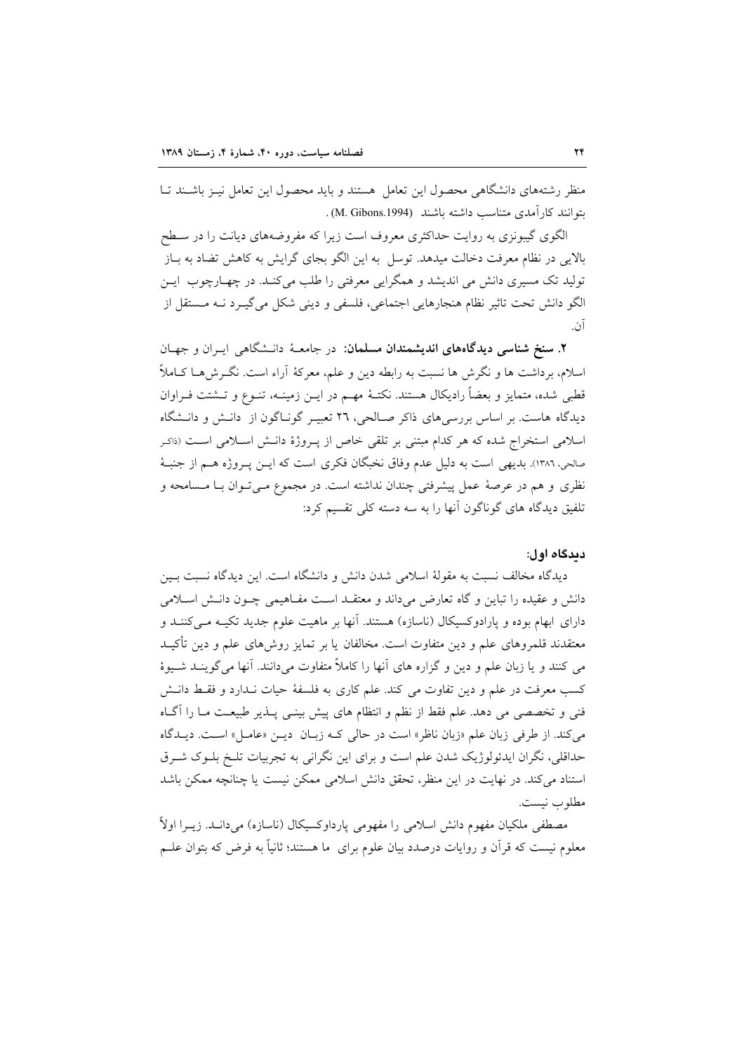منظر رشته‌های دانشگاهی محصول این تعامل هستند و باید محصول این تعامل نیز باشند تا بتوانند کارآمدی متناسب داشته باشند (M. Gibons.1994) .

الگوی گیبونزی به روایت حداکثری معروف است زیرا که مفروضه‌های دیانت را در سطح بالایی در نظام معرفت دخالت میدهد. توسل به این الگو بجای گرایش به کاهش تضاد به باز تولید تک مسیری دانش می اندیشد و همگرایی معرفتی را طلب می‌کند. در چهارچوب این الگو دانش تحت تاثیر نظام هنجارهایی اجتماعی، فلسفی و دینی شکل می‌گیرد نه مستقل از آن.

**۲. سنخ شناسی دیدگاه‌های اندیشمندان مسلمان:** در جامعهٔ دانشگاهی ایران و جهان اسلام، برداشت ها و نگرش ها نسبت به رابطه دین و علم، معرکهٔ آراء است. نگرش‌ها کاملاً قطبی شده، متمایز و بعضاً رادیکال هستند. نکتهٔ مهم در این زمینه، تنوع و تشتت فراوان دیدگاه هاست. بر اساس بررسی‌های ذاکر صالحی، ۲٦ تعبیر گوناگون از دانش و دانشگاه اسلامی استخراج شده که هر کدام مبتنی بر تلقی خاص از پروژهٔ دانش اسلامی است (ذاکر صالحی، ١٣٨٦). بدیهی است به دلیل عدم وفاق نخبگان فکری است که این پروژه هم از جنبهٔ نظری و هم در عرصهٔ عمل پیشرفتی چندان نداشته است. در مجموع می‌توان با مسامحه و تلفیق دیدگاه های گوناگون آنها را به سه دسته کلی تقسیم کرد:

### دیدگاه اول:

دیدگاه مخالف نسبت به مقولهٔ اسلامی شدن دانش و دانشگاه است. این دیدگاه نسبت بین دانش و عقیده را تباین و گاه تعارض می‌داند و معتقد است مفاهیمی چون دانش اسلامی دارای ابهام بوده و پارادوکسیکال (ناسازه) هستند. آنها بر ماهیت علوم جدید تکیه می‌کنند و معتقدند قلمروهای علم و دین متفاوت است. مخالفان یا بر تمایز روش‌های علم و دین تأکید می کنند و یا زبان علم و دین و گزاره های آنها را کاملاً متفاوت می‌دانند. آنها می‌گویند شیوهٔ کسب معرفت در علم و دین تفاوت می کند. علم کاری به فلسفهٔ حیات ندارد و فقط دانش فنی و تخصصی می دهد. علم فقط از نظم و انتظام های پیش بینی پذیر طبیعت ما را آگاه می‌کند. از طرفی زبان علم «زبان ناظر» است در حالی که زبان دین «عامل» است. دیدگاه حداقلی، نگران ایدئولوژیک شدن علم است و برای این نگرانی به تجربیات تلخ بلوک شرق استناد می‌کند. در نهایت در این منظر، تحقق دانش اسلامی ممکن نیست یا چنانچه ممکن باشد مطلوب نیست.

مصطفی ملکیان مفهوم دانش اسلامی را مفهومی پارداوکسیکال (ناسازه) می‌داند. زیرا اولاً معلوم نیست که قرآن و روایات درصدد بیان علوم برای ما هستند؛ ثانیاً به فرض که بتوان علم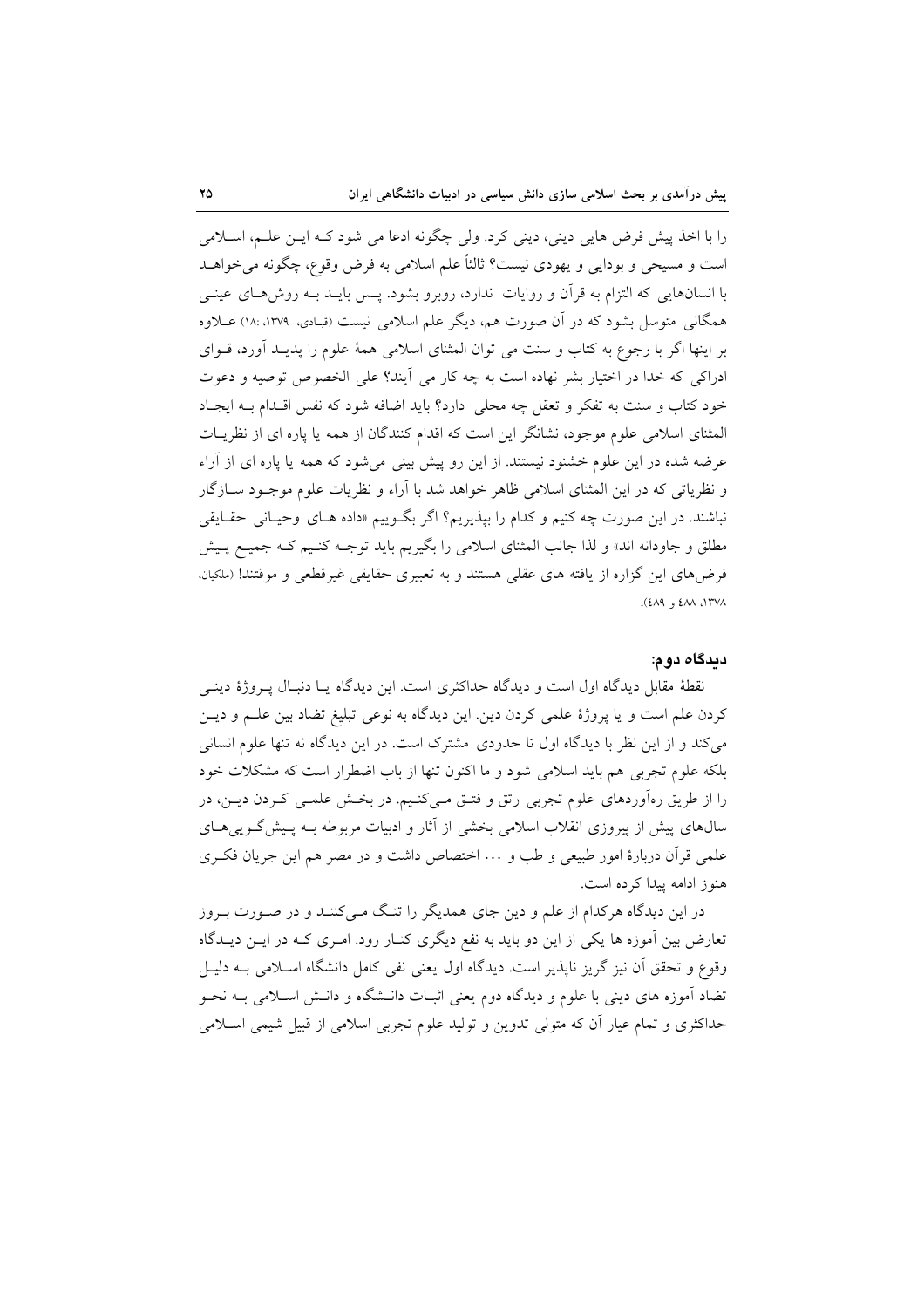را با اخذ پیش فرض هایی دینی، دینی کرد. ولی چگونه ادعا می شود کـه ایـن علـم، اسـلامی است و مسیحی و بودایی و یهودی نیست؟ ثالثاً علم اسلامی به فرض وقوع، چگونه می‌خواهـد با انسان‌هایی که التزام به قرآن و روایات ندارد، روبرو بشود. پـس بایـد بـه روش‌هـای عینـی همگانی متوسل بشود که در آن صورت هم، دیگر علم اسلامی نیست (قبادی، ۱۳۷۹، :۱۸) عـلاوه بر اینها اگر با رجوع به کتاب و سنت می توان المثنای اسلامی همهٔ علوم را پدیـد آورد، قـوای ادراکی که خدا در اختیار بشر نهاده است به چه کار می آیند؟ علی الخصوص توصیه و دعوت خود کتاب و سنت به تفکر و تعقل چه محلی دارد؟ باید اضافه شود که نفس اقـدام بـه ایجـاد المثنای اسلامی علوم موجود، نشانگر این است که اقدام کنندگان از همه یا پاره ای از نظریـات عرضه شده در این علوم خشنود نیستند. از این رو پیش بینی می‌شود که همه یا پاره ای از آراء و نظریاتی که در این المثنای اسلامی ظاهر خواهد شد با آراء و نظریات علوم موجـود سـازگار نباشند. در این صورت چه کنیم و کدام را بپذیریم؟ اگر بگـوییم «داده هـای وحیـانی حقـایقی مطلق و جاودانه اند» و لذا جانب المثنای اسلامی را بگیریم باید توجـه کنـیم کـه جمیـع پـیش فرض‌های این گزاره از یافته های عقلی هستند و به تعبیری حقایقی غیرقطعی و موقتند! (ملکیان، ۱۳۷۸، ٤٨٨ و ٤٨٩).

### دیدگاه دوم:

نقطهٔ مقابل دیدگاه اول است و دیدگاه حداکثری است. این دیدگاه یـا دنبـال پـروژهٔ دینـی کردن علم است و یا پروژهٔ علمی کردن دین. این دیدگاه به نوعی تبلیغ تضاد بین علـم و دیـن می‌کند و از این نظر با دیدگاه اول تا حدودی مشترک است. در این دیدگاه نه تنها علوم انسانی بلکه علوم تجربی هم باید اسلامی شود و ما اکنون تنها از باب اضطرار است که مشکلات خود را از طریق رهآوردهای علوم تجربی رتق و فتـق مـی‌کنـیم. در بخـش علمـی کـردن دیـن، در سال‌های پیش از پیروزی انقلاب اسلامی بخشی از آثار و ادبیات مربوطه بـه پـیش‌گـویی‌هـای علمی قرآن دربارهٔ امور طبیعی و طب و ... اختصاص داشت و در مصر هم این جریان فکـری هنوز ادامه پیدا کرده است.

در این دیدگاه هرکدام از علم و دین جای همدیگر را تنـگ مـی‌کننـد و در صـورت بـروز تعارض بین آموزه ها یکی از این دو باید به نفع دیگری کنـار رود. امـری کـه در ایـن دیـدگاه وقوع و تحقق آن نیز گریز ناپذیر است. دیدگاه اول یعنی نفی کامل دانشگاه اسـلامی بـه دلیـل تضاد آموزه های دینی با علوم و دیدگاه دوم یعنی اثبـات دانـشگاه و دانـش اسـلامی بـه نحـو حداکثری و تمام عیار آن که متولی تدوین و تولید علوم تجربی اسلامی از قبیل شیمی اسـلامی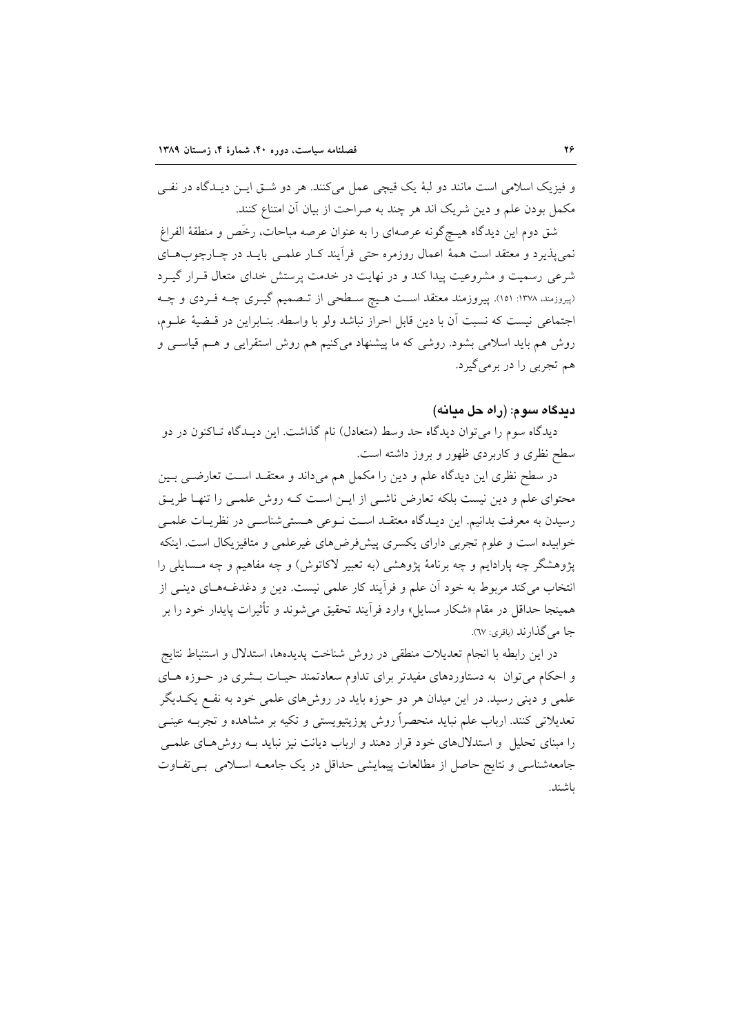و فیزیک اسلامی است مانند دو لبهٔ یک قیچی عمل می‌کنند. هر دو شق این دیدگاه در نفی مکمل بودن علم و دین شریک اند هر چند به صراحت از بیان آن امتناع کنند.

شق دوم این دیدگاه هیچ‌گونه عرصه‌ای را به عنوان عرصه مباحات، رخَص و منطقهٔ الفراغ نمی‌پذیرد و معتقد است همهٔ اعمال روزمره حتی فرآیند کار علمی باید در چارچوب‌های شرعی رسمیت و مشروعیت پیدا کند و در نهایت در خدمت پرستش خدای متعال قرار گیرد (پیروزمند، ۱۳۷۸: ۱۵۱). پیروزمند معتقد است هیچ سطحی از تصمیم گیری چه فردی و چه اجتماعی نیست که نسبت آن با دین قابل احراز نباشد ولو با واسطه. بنابراین در قضیهٔ علوم، روش هم باید اسلامی بشود. روشی که ما پیشنهاد می‌کنیم هم روش استقرایی و هم قیاسی و هم تجربی را در برمی‌گیرد.

### دیدگاه سوم: (راه حل میانه)

دیدگاه سوم را می‌توان دیدگاه حد وسط (متعادل) نام گذاشت. این دیدگاه تاکنون در دو سطح نظری و کاربردی ظهور و بروز داشته است.

در سطح نظری این دیدگاه علم و دین را مکمل هم می‌داند و معتقد است تعارضی بین محتوای علم و دین نیست بلکه تعارض ناشی از این است که روش علمی را تنها طریق رسیدن به معرفت بدانیم. این دیدگاه معتقد است نوعی هستی‌شناسی در نظریات علمی خوابیده است و علوم تجربی دارای یکسری پیش‌فرض‌های غیرعلمی و متافیزیکال است. اینکه پژوهشگر چه پارادایم و چه برنامهٔ پژوهشی (به تعبیر لاکاتوش) و چه مفاهیم و چه مسایلی را انتخاب می‌کند مربوط به خود آن علم و فرآیند کار علمی نیست. دین و دغدغه‌های دینی از همینجا حداقل در مقام «شکار مسایل» وارد فرآیند تحقیق می‌شوند و تأثیرات پایدار خود را بر جا می‌گذارند (باقری: ٦٧).

در این رابطه با انجام تعدیلات منطقی در روش شناخت پدیده‌ها، استدلال و استنباط نتایج و احکام می‌توان به دستاوردهای مفیدتر برای تداوم سعادتمند حیات بشری در حوزه های علمی و دینی رسید. در این میدان هر دو حوزه باید در روش‌های علمی خود به نفع یکدیگر تعدیلاتی کنند. ارباب علم نباید منحصراً روش پوزیتیویستی و تکیه بر مشاهده و تجربه عینی را مبنای تحلیل و استدلال‌های خود قرار دهند و ارباب دیانت نیز نباید به روش‌های علمی جامعه‌شناسی و نتایج حاصل از مطالعات پیمایشی حداقل در یک جامعه اسلامی بی‌تفاوت باشند.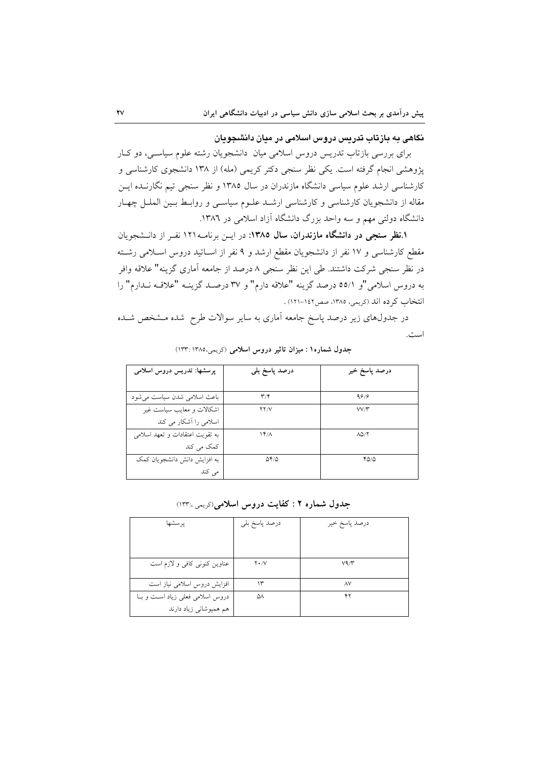### نگاهی به بازتاب تدریس دروس اسلامی در میان دانشجویان

برای بررسی بازتاب تدریس دروس اسلامی میان دانشجویان رشته علوم سیاسی، دو کار پژوهشی انجام گرفته است. یکی نظر سنجی دکتر کریمی (مله) از ۱۳۸ دانشجوی کارشناسی و کارشناسی ارشد علوم سیاسی دانشگاه مازندران در سال ۱۳۸۵ و نظر سنجی تیم نگارنده این مقاله از دانشجویان کارشناسی و کارشناسی ارشد علوم سیاسی و روابط بین الملل چهار دانشگاه دولتی مهم و سه واحد بزرگ دانشگاه آزاد اسلامی در ۱۳۸٦.

**۱.نظر سنجی در دانشگاه مازندران، سال ۱۳۸۵:** در این برنامه ۱۲۱ نفر از دانشجویان مقطع کارشناسی و ۱۷ نفر از دانشجویان مقطع ارشد و ۹ نفر از اساتید دروس اسلامی رشته در نظر سنجی شرکت داشتند. طی این نظر سنجی ۸ درصد از جامعه آماری گزینه "علاقه وافر به دروس اسلامی"و ۵۵/۱ درصد گزینه "علاقه دارم" و ۳۷ درصد گزینه "علاقه ندارم" را انتخاب کرده اند (کریمی، ۱۳۸۵، صص۱٤۲-۱۲۱) .

در جدول‌های زیر درصد پاسخ جامعه آماری به سایر سوالات طرح شده مشخص شده است.

**جدول شماره۱ : میزان تاثیر دروس اسلامی** (کریمی،۱۳۸۵ :۱۳۳)

| پرسشها: تدریس دروس اسلامی | درصد پاسخ بلی | درصد پاسخ خیر |
|---|---|---|
| باعث اسلامی شدن سیاست می‌شود | ۳/۴ | ۹۶/۶ |
| اشکالات و معایب سیاست غیر اسلامی را آشکار می کند | ۲۲/۷ | ۷۷/۳ |
| به تقویت اعتقادات و تعهد اسلامی کمک می کند | ۱۴/۸ | ۸۵/۲ |
| به افزایش دانش دانشجویان کمک می کند | ۵۴/۵ | ۴۵/۵ |

**جدول شماره ۲ : کفایت دروس اسلامی**(کریمی ،:۱۳۳)

| پرسشها | درصد پاسخ بلی | درصد پاسخ خیر |
|---|---|---|
| عناوین کنونی کافی و لازم است | ۲۰/۷ | ۷۹/۳ |
| افزایش دروس اسلامی نیاز است | ۱۳ | ۸۷ |
| دروس اسلامی فعلی زیاد است و با هم همپوشانی زیاد دارند | ۵۸ | ۴۲ |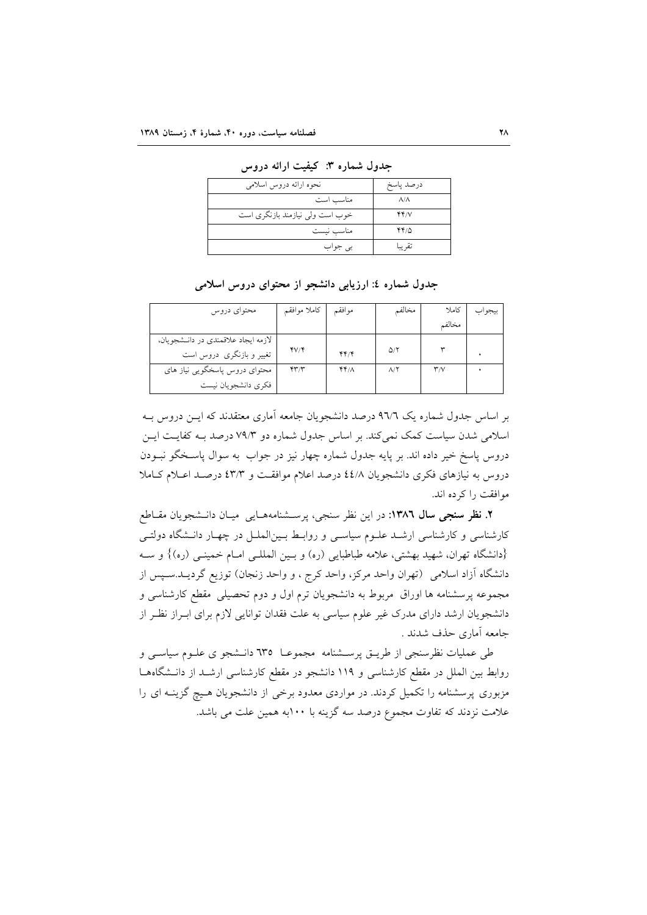**جدول شماره ۳: کیفیت ارائه دروس**

| نحوه ارائه دروس اسلامی | درصد پاسخ |
|---|---|
| مناسب است | ۸/۸ |
| خوب است ولی نیازمند بازنگری است | ۴۴/۷ |
| مناسب نیست | ۴۴/۵ |
| بی جواب | تقریبا |

**جدول شماره ٤: ارزیابی دانشجو از محتوای دروس اسلامی**

| محتوای دروس | کاملا موافقم | موافقم | مخالفم | کاملا مخالفم | بیجواب |
|---|---|---|---|---|---|
| لازمه ایجاد علاقمندی در دانشجویان، تغییر و بازنگری دروس است | ۴۷/۴ | ۴۴/۴ | ۵/۲ | ۳ | ۰ |
| محتوای دروس پاسخگویی نیاز های فکری دانشجویان نیست | ۴۳/۳ | ۴۴/۸ | ۸/۲ | ۳/۷ | ۰ |

بر اساس جدول شماره یک ٩٦/٦ درصد دانشجویان جامعه آماری معتقدند که این دروس به اسلامی شدن سیاست کمک نمی‌کند. بر اساس جدول شماره دو ۷۹/۳ درصد به کفایت این دروس پاسخ خیر داده اند. بر پایه جدول شماره چهار نیز در جواب به سوال پاسخگو نبودن دروس به نیازهای فکری دانشجویان ٤٤/٨ درصد اعلام موافقت و ٤٣/٣ درصد اعلام کاملا موافقت را کرده اند.

**۲. نظر سنجی سال ١٣٨٦:** در این نظر سنجی، پرسشنامه‌هایی میان دانشجویان مقاطع کارشناسی و کارشناسی ارشد علوم سیاسی و روابط بین‌الملل در چهار دانشگاه دولتی {دانشگاه تهران، شهید بهشتی، علامه طباطبایی (ره) و بین المللی امام خمینی (ره)} و سه دانشگاه آزاد اسلامی (تهران واحد مرکز، واحد کرج ، و واحد زنجان) توزیع گردید.سپس از مجموعه پرسشنامه ها اوراق مربوط به دانشجویان ترم اول و دوم تحصیلی مقطع کارشناسی و دانشجویان ارشد دارای مدرک غیر علوم سیاسی به علت فقدان توانایی لازم برای ابراز نظر از جامعه آماری حذف شدند .

طی عملیات نظرسنجی از طریق پرسشنامه مجموعا ٦٣٥ دانشجو ی علوم سیاسی و روابط بین الملل در مقطع کارشناسی و ١١٩ دانشجو در مقطع کارشناسی ارشد از دانشگاه‌ها مزبوری پرسشنامه را تکمیل کردند. در مواردی معدود برخی از دانشجویان هیچ گزینه ای را علامت نزدند که تفاوت مجموع درصد سه گزینه با ۱۰۰به همین علت می باشد.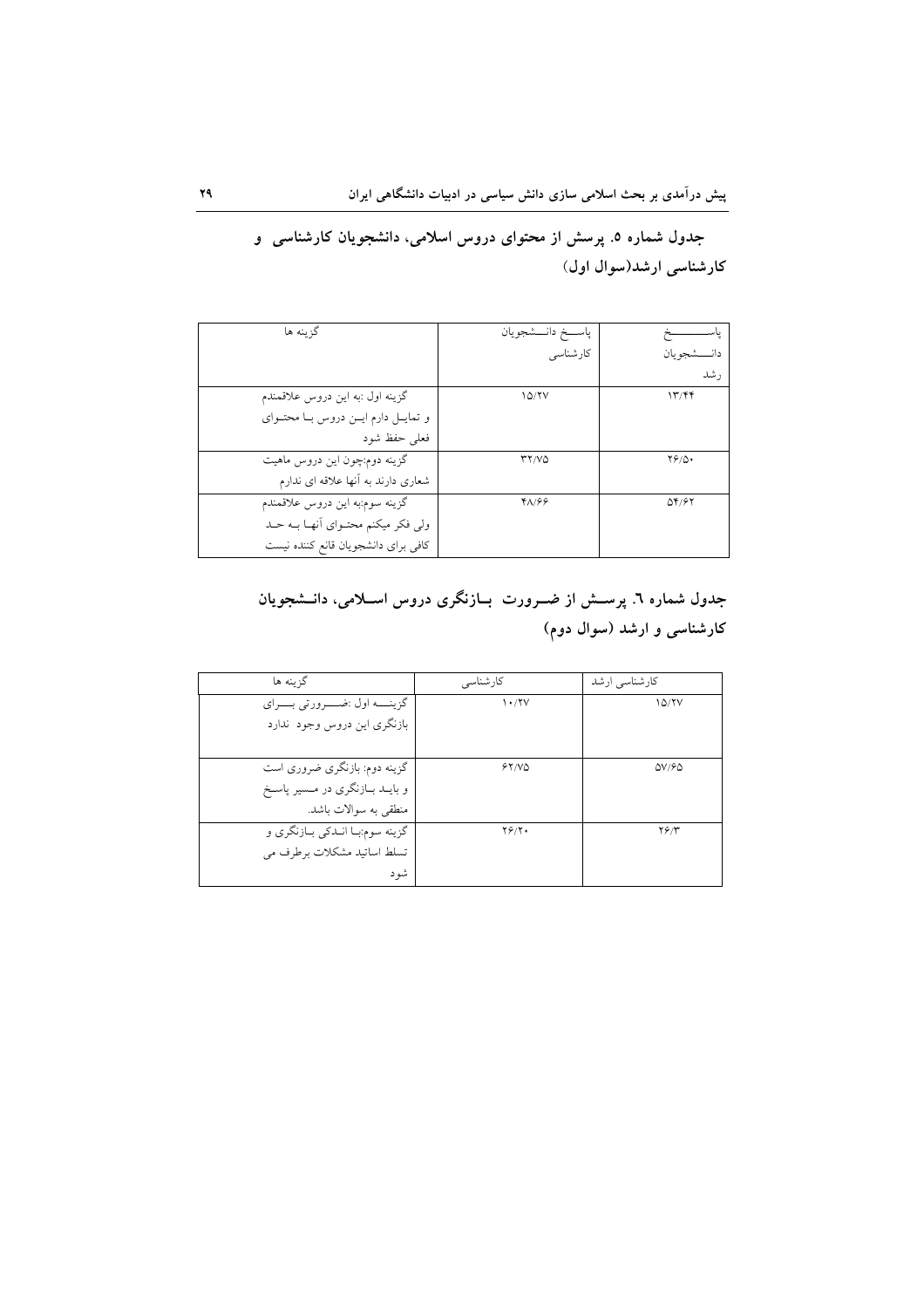**جدول شماره ۵. پرسش از محتوای دروس اسلامی، دانشجویان کارشناسی و کارشناسی ارشد(سوال اول)**

| گزینه ها | پاسخ دانشجویان کارشناسی | پاسخ دانشجویان رشد |
|---|---|---|
| گزینه اول :به این دروس علاقمندم و تمایل دارم این دروس با محتوای فعلی حفظ شود | ۱۵/۲۷ | ۱۳/۴۴ |
| گزینه دوم:چون این دروس ماهیت شعاری دارند به آنها علاقه ای ندارم | ۳۲/۷۵ | ۲۶/۵۰ |
| گزینه سوم:به این دروس علاقمندم ولی فکر میکنم محتوای آنها به حد کافی برای دانشجویان قانع کننده نیست | ۴۸/۶۶ | ۵۴/۶۲ |

**جدول شماره ٦. پرسش از ضرورت بازنگری دروس اسلامی، دانشجویان کارشناسی و ارشد (سوال دوم)**

| گزینه ها | کارشناسی | کارشناسی ارشد |
|---|---|---|
| گزینه اول :ضرورتی برای بازنگری این دروس وجود ندارد | ۱۰/۲۷ | ۱۵/۲۷ |
| گزینه دوم: بازنگری ضروری است و باید بازنگری در مسیر پاسخ منطقی به سوالات باشد. | ۶۲/۷۵ | ۵۷/۶۵ |
| گزینه سوم:با اندکی بازنگری و تسلط اساتید مشکلات برطرف می شود | ۲۶/۲۰ | ۲۶/۳ |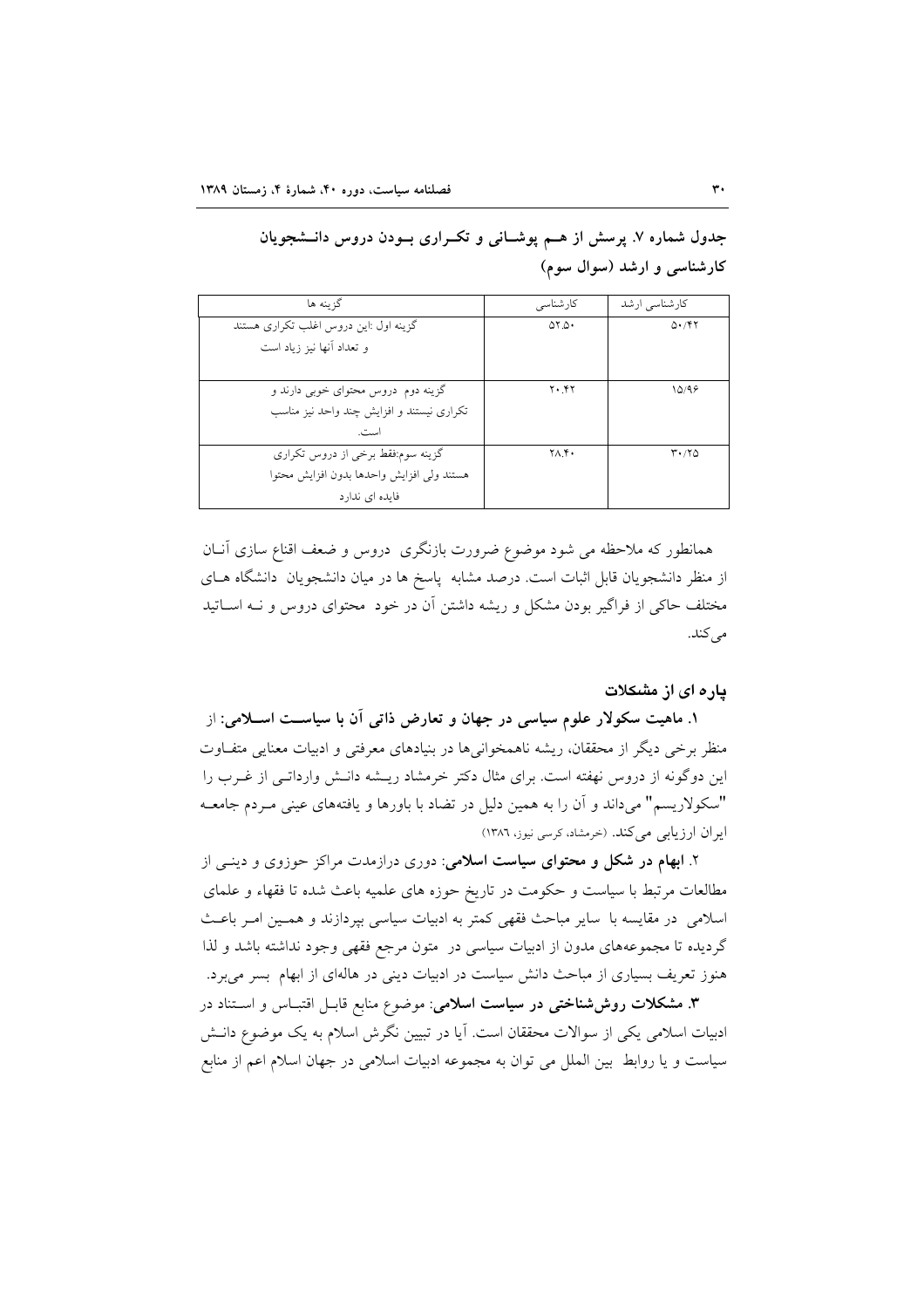**جدول شماره ۷. پرسش از هــم پوشــانی و تکــراری بــودن دروس دانــشجویان کارشناسی و ارشد (سوال سوم)**

| گزینه ها | کارشناسی | کارشناسی ارشد |
|---|---|---|
| گزینه اول :این دروس اغلب تکراری هستند و تعداد آنها نیز زیاد است | ۵۲.۵۰ | ۵۰/۴۲ |
| گزینه دوم دروس محتوای خوبی دارند و تکراری نیستند و افزایش چند واحد نیز مناسب است. | ۲۰.۴۲ | ۱۵/۹۶ |
| گزینه سوم:فقط برخی از دروس تکراری هستند ولی افزایش واحدها بدون افزایش محتوا فایده ای ندارد | ۲۸.۴۰ | ۳۰/۲۵ |

همانطور که ملاحظه می شود موضوع ضرورت بازنگری دروس و ضعف اقناع سازی آنــان از منظر دانشجویان قابل اثبات است. درصد مشابه پاسخ ها در میان دانشجویان دانشگاه هــای مختلف حاکی از فراگیر بودن مشکل و ریشه داشتن آن در خود محتوای دروس و نــه اســاتید می‌کند.

## پاره ای از مشکلات

**۱. ماهیت سکولار علوم سیاسی در جهان و تعارض ذاتی آن با سیاســت اســلامی:** از منظر برخی دیگر از محققان، ریشه ناهمخوانی‌ها در بنیادهای معرفتی و ادبیات معنایی متفــاوت این دوگونه از دروس نهفته است. برای مثال دکتر خرمشاد ریــشه دانــش وارداتــی از غــرب را "سکولاریسم" می‌داند و آن را به همین دلیل در تضاد با باورها و یافته‌های عینی مــردم جامعــه ایران ارزیابی می‌کند. (خرمشاد، کرسی نیوز، ۱۳۸٦)

۲. **ابهام در شکل و محتوای سیاست اسلامی:** دوری درازمدت مراکز حوزوی و دینــی از مطالعات مرتبط با سیاست و حکومت در تاریخ حوزه های علمیه باعث شده تا فقهاء و علمای اسلامی در مقایسه با سایر مباحث فقهی کمتر به ادبیات سیاسی بپردازند و همــین امــر باعــث گردیده تا مجموعه‌های مدون از ادبیات سیاسی در متون مرجع فقهی وجود نداشته باشد و لذا هنوز تعریف بسیاری از مباحث دانش سیاست در ادبیات دینی در هاله‌ای از ابهام بسر می‌برد.

**۳. مشکلات روش‌شناختی در سیاست اسلامی:** موضوع منابع قابــل اقتبــاس و اســتناد در ادبیات اسلامی یکی از سوالات محققان است. آیا در تبیین نگرش اسلام به یک موضوع دانــش سیاست و یا روابط بین الملل می توان به مجموعه ادبیات اسلامی در جهان اسلام اعم از منابع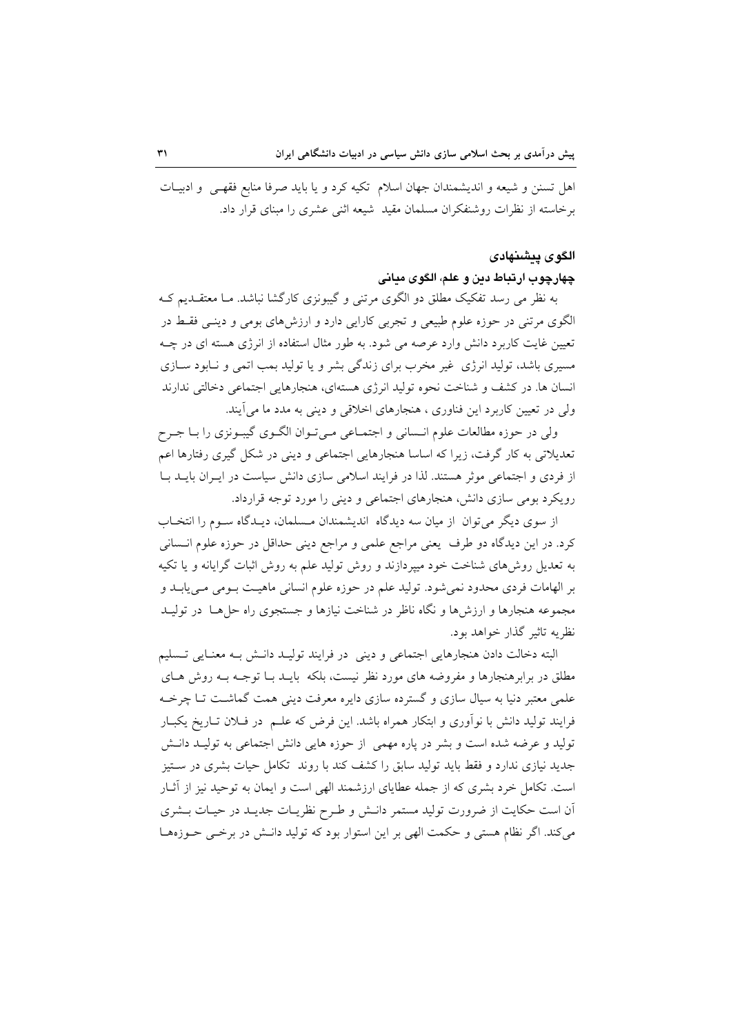اهل تسنن و شیعه و اندیشمندان جهان اسلام تکیه کرد و یا باید صرفا منابع فقهی و ادبیات برخاسته از نظرات روشنفکران مسلمان مقید شیعه اثنی عشری را مبنای قرار داد.

## الگوی پیشنهادی

### چهارچوب ارتباط دین و علم، الگوی میانی

به نظر می رسد تفکیک مطلق دو الگوی مرتنی و گیبونزی کارگشا نباشد. ما معتقدیم که الگوی مرتنی در حوزه علوم طبیعی و تجربی کارایی دارد و ارزش‌های بومی و دینی فقط در تعیین غایت کاربرد دانش وارد عرصه می شود. به طور مثال استفاده از انرژی هسته ای در چه مسیری باشد، تولید انرژی غیر مخرب برای زندگی بشر و یا تولید بمب اتمی و نابود سازی انسان ها. در کشف و شناخت نحوه تولید انرژی هسته‌ای، هنجارهایی اجتماعی دخالتی ندارند ولی در تعیین کاربرد این فناوری ، هنجارهای اخلاقی و دینی به مدد ما می‌آیند.

ولی در حوزه مطالعات علوم انسانی و اجتماعی می‌توان الگوی گیبونزی را با جرح تعدیلاتی به کار گرفت، زیرا که اساسا هنجارهایی اجتماعی و دینی در شکل گیری رفتارها اعم از فردی و اجتماعی موثر هستند. لذا در فرایند اسلامی سازی دانش سیاست در ایران باید با رویکرد بومی سازی دانش، هنجارهای اجتماعی و دینی را مورد توجه قرارداد.

از سوی دیگر می‌توان از میان سه دیدگاه اندیشمندان مسلمان، دیدگاه سوم را انتخاب کرد. در این دیدگاه دو طرف یعنی مراجع علمی و مراجع دینی حداقل در حوزه علوم انسانی به تعدیل روش‌های شناخت خود میپردازند و روش تولید علم به روش اثبات گرایانه و یا تکیه بر الهامات فردی محدود نمی‌شود. تولید علم در حوزه علوم انسانی ماهیت بومی می‌یابد و مجموعه هنجارها و ارزش‌ها و نگاه ناظر در شناخت نیازها و جستجوی راه حل‌ها در تولید نظریه تاثیر گذار خواهد بود.

البته دخالت دادن هنجارهایی اجتماعی و دینی در فرایند تولید دانش به معنایی تسلیم مطلق در برابرهنجارها و مفروضه های مورد نظر نیست، بلکه باید با توجه به روش های علمی معتبر دنیا به سیال سازی و گسترده سازی دایره معرفت دینی همت گماشت تا چرخه فرایند تولید دانش با نوآوری و ابتکار همراه باشد. این فرض که علم در فلان تاریخ یکبار تولید و عرضه شده است و بشر در پاره مهمی از حوزه هایی دانش اجتماعی به تولید دانش جدید نیازی ندارد و فقط باید تولید سابق را کشف کند با روند تکامل حیات بشری در ستیز است. تکامل خرد بشری که از جمله عطایای ارزشمند الهی است و ایمان به توحید نیز از آثار آن است حکایت از ضرورت تولید مستمر دانش و طرح نظریات جدید در حیات بشری می‌کند. اگر نظام هستی و حکمت الهی بر این استوار بود که تولید دانش در برخی حوزه‌ها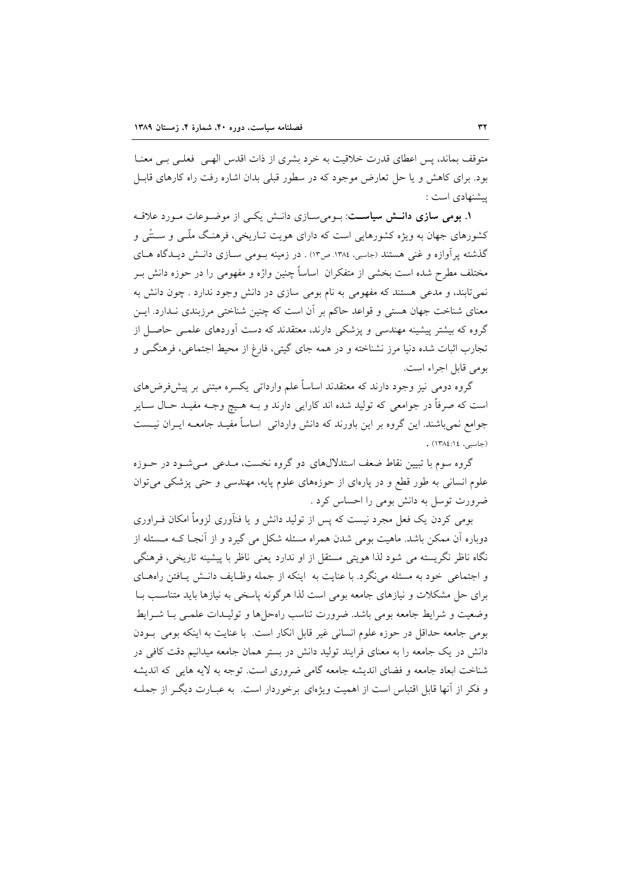متوقف بماند، پس اعطای قدرت خلاقیت به خرد بشری از ذات اقدس الهی فعلی بی معنا بود. برای کاهش و یا حل تعارض موجود که در سطور قبلی بدان اشاره رفت راه کارهای قابل پیشنهادی است :

**۱. بومی سازی دانش سیاست**: بومی‌سازی دانش یکی از موضوعات مورد علاقه کشورهای جهان به ویژه کشورهایی است که دارای هویت تاریخی، فرهنگ ملّی و سنّتی و گذشته پرآوازه و غنی هستند (جاسبی، ۱۳۸٤. ص۱۳) . در زمینه بومی سازی دانش دیدگاه های مختلف مطرح شده است بخشی از متفکران اساساً چنین واژه و مفهومی را در حوزه دانش بر نمی‌تابند، و مدعی هستند که مفهومی به نام بومی سازی در دانش وجود ندارد . چون دانش به معنای شناخت جهان هستی و قواعد حاکم بر آن است که چنین شناختی مرزبندی ندارد. این گروه که بیشتر پیشینه مهندسی و پزشکی دارند، معتقدند که دست آوردهای علمی حاصل از تجارب اثبات شده دنیا مرز نشناخته و در همه جای گیتی، فارغ از محیط اجتماعی، فرهنگی و بومی قابل اجراء است.

گروه دومی نیز وجود دارند که معتقدند اساساً علم وارداتی یکسره مبتنی بر پیش‌فرض‌های است که صرفاً در جوامعی که تولید شده اند کارایی دارند و به هیچ وجه مفید حال سایر جوامع نمی‌باشند. این گروه بر این باورند که دانش وارداتی اساساً مفید جامعه ایران نیست (جاسبی، ۱۳۸٤:۱٤) .

گروه سوم با تبیین نقاط ضعف استدلال‌های دو گروه نخست، مدعی می‌شود در حوزه علوم انسانی به طور قطع و در پاره‌ای از حوزه‌های علوم پایه، مهندسی و حتی پزشکی می‌توان ضرورت توسل به دانش بومی را احساس کرد .

بومی کردن یک فعل مجرد نیست که پس از تولید دانش و یا فنآوری لزوماً امکان فراوری دوباره آن ممکن باشد. ماهیت بومی شدن همراه مسئله شکل می گیرد و از آنجا که مسئله از نگاه ناظر نگریسته می شود لذا هویتی مستقل از او ندارد یعنی ناظر با پیشینه تاریخی، فرهنگی و اجتماعی خود به مسئله می‌نگرد. با عنایت به اینکه از جمله وظایف دانش یافتن راههای برای حل مشکلات و نیازهای جامعه بومی است لذا هرگونه پاسخی به نیازها باید متناسب با وضعیت و شرایط جامعه بومی باشد. ضرورت تناسب راه‌حل‌ها و تولیدات علمی با شرایط بومی جامعه حداقل در حوزه علوم انسانی غیر قابل انکار است. با عنایت به اینکه بومی بودن دانش در یک جامعه را به معنای فرایند تولید دانش در بستر همان جامعه میدانیم دقت کافی در شناخت ابعاد جامعه و فضای اندیشه جامعه گامی ضروری است. توجه به لایه هایی که اندیشه و فکر از آنها قابل اقتباس است از اهمیت ویژه‌ای برخوردار است. به عبارت دیگر از جمله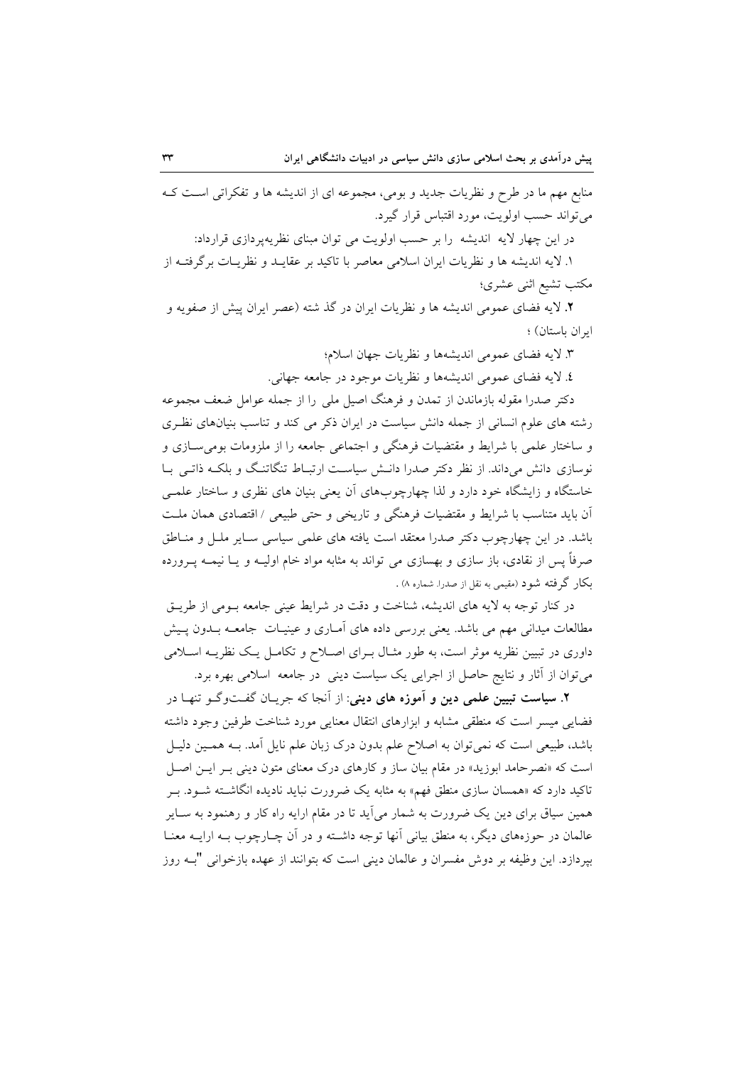منابع مهم ما در طرح و نظریات جدید و بومی، مجموعه ای از اندیشه ها و تفکراتی است که می‌تواند حسب اولویت، مورد اقتباس قرار گیرد.

در این چهار لایه اندیشه را بر حسب اولویت می توان مبنای نظریه‌پردازی قرارداد:

۱. لایه اندیشه ها و نظریات ایران اسلامی معاصر با تاکید بر عقاید و نظریات برگرفته از مکتب تشیع اثنی عشری؛

۲. لایه فضای عمومی اندیشه ها و نظریات ایران در گذ شته (عصر ایران پیش از صفویه و ایران باستان) ؛

۳. لایه فضای عمومی اندیشه‌ها و نظریات جهان اسلام؛

٤. لایه فضای عمومی اندیشه‌ها و نظریات موجود در جامعه جهانی.

دکتر صدرا مقوله بازماندن از تمدن و فرهنگ اصیل ملی را از جمله عوامل ضعف مجموعه رشته های علوم انسانی از جمله دانش سیاست در ایران ذکر می کند و تناسب بنیان‌های نظری و ساختار علمی با شرایط و مقتضیات فرهنگی و اجتماعی جامعه را از ملزومات بومی‌سازی و نوسازی دانش می‌داند. از نظر دکتر صدرا دانش سیاست ارتباط تنگاتنگ و بلکه ذاتی با خاستگاه و زایشگاه خود دارد و لذا چهارچوب‌های آن یعنی بنیان های نظری و ساختار علمی آن باید متناسب با شرایط و مقتضیات فرهنگی و تاریخی و حتی طبیعی / اقتصادی همان ملت باشد. در این چهارچوب دکتر صدرا معتقد است یافته های علمی سیاسی سایر ملل و مناطق صرفاً پس از نقادی، باز سازی و بهسازی می تواند به مثابه مواد خام اولیه و یا نیمه پرورده بکار گرفته شود (مقیمی به نقل از صدرا، شماره ۸) .

در کنار توجه به لایه های اندیشه، شناخت و دقت در شرایط عینی جامعه بومی از طریق مطالعات میدانی مهم می باشد. یعنی بررسی داده های آماری و عینیات جامعه بدون پیش داوری در تبیین نظریه موثر است، به طور مثال برای اصلاح و تکامل یک نظریه اسلامی می‌توان از آثار و نتایج حاصل از اجرایی یک سیاست دینی در جامعه اسلامی بهره برد.

**۲. سیاست تبیین علمی دین و آموزه های دینی**: از آنجا که جریان گفت‌وگو تنها در فضایی میسر است که منطقی مشابه و ابزارهای انتقال معنایی مورد شناخت طرفین وجود داشته باشد، طبیعی است که نمی‌توان به اصلاح علم بدون درک زبان علم نایل آمد. به همین دلیل است که «نصرحامد ابوزید» در مقام بیان ساز و کارهای درک معنای متون دینی بر این اصل تاکید دارد که «همسان سازی منطق فهم» به مثابه یک ضرورت نباید نادیده انگاشته شود. بر همین سیاق برای دین یک ضرورت به شمار می‌آید تا در مقام ارایه راه کار و رهنمود به سایر عالمان در حوزه‌های دیگر، به منطق بیانی آنها توجه داشته و در آن چارچوب به ارایه معنا بپردازد. این وظیفه بر دوش مفسران و عالمان دینی است که بتوانند از عهده بازخوانی "به روز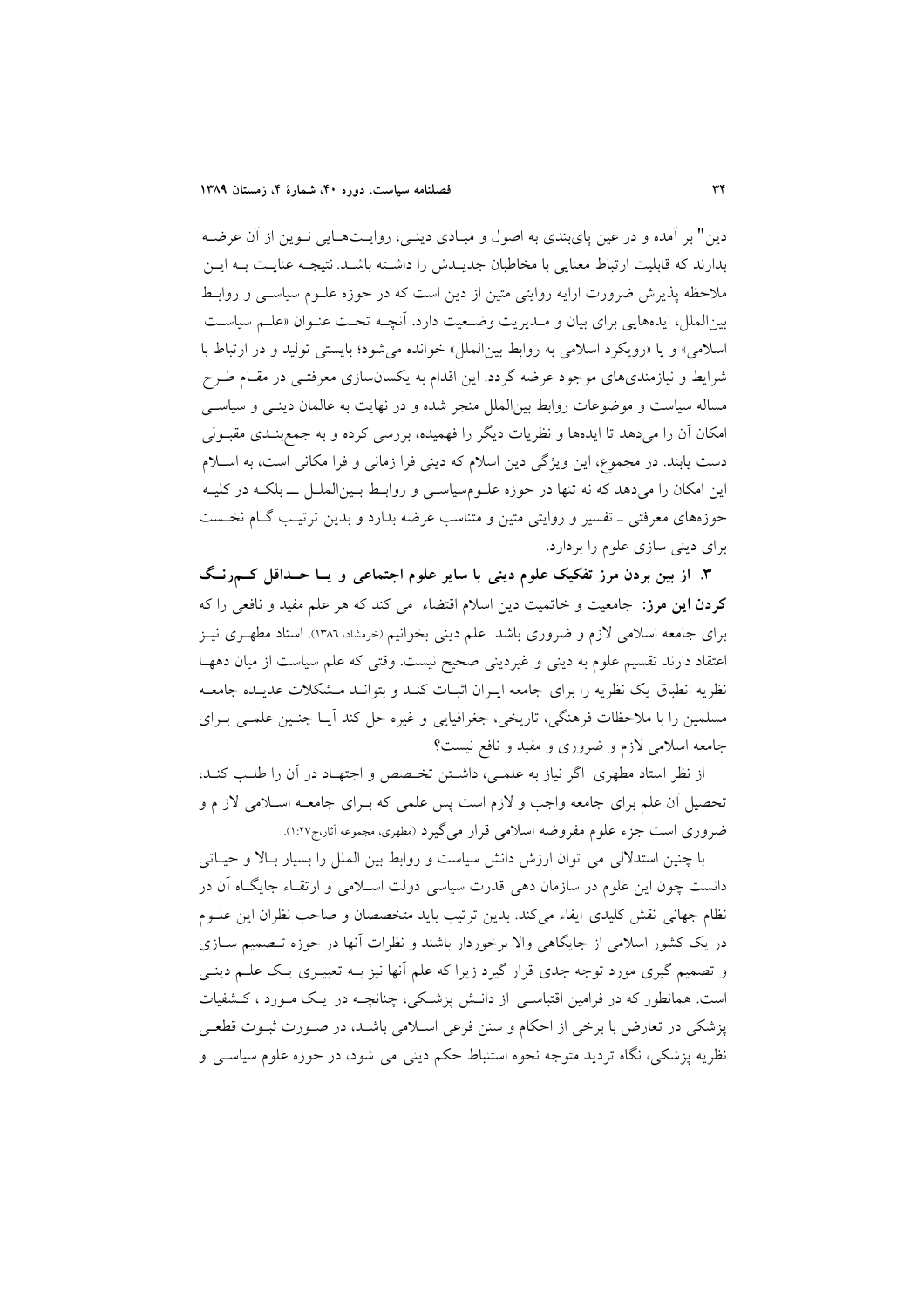دین" بر آمده و در عین پایبندی به اصول و مبادی دینی، روایت‌هایی نوین از آن عرضه بدارند که قابلیت ارتباط معنایی با مخاطبان جدیدش را داشته باشد. نتیجه عنایت به این ملاحظه پذیرش ضرورت ارایه روایتی متین از دین است که در حوزه علوم سیاسی و روابط بین‌الملل، ایده‌هایی برای بیان و مدیریت وضعیت دارد. آنچه تحت عنوان «علم سیاست اسلامی» و یا «رویکرد اسلامی به روابط بین‌الملل» خوانده می‌شود؛ بایستی تولید و در ارتباط با شرایط و نیازمندی‌های موجود عرضه گردد. این اقدام به یکسان‌سازی معرفتی در مقام طرح مساله سیاست و موضوعات روابط بین‌الملل منجر شده و در نهایت به عالمان دینی و سیاسی امکان آن را می‌دهد تا ایده‌ها و نظریات دیگر را فهمیده، بررسی کرده و به جمع‌بندی مقبولی دست یابند. در مجموع، این ویژگی دین اسلام که دینی فرا زمانی و فرا مکانی است، به اسلام این امکان را می‌دهد که نه تنها در حوزه علوم‌سیاسی و روابط بین‌الملل ـــ بلکه در کلیه حوزه‌های معرفتی ـ تفسیر و روایتی متین و متناسب عرضه بدارد و بدین ترتیب گام نخست برای دینی سازی علوم را بردارد.

**۳. از بین بردن مرز تفکیک علوم دینی با سایر علوم اجتماعی و یا حداقل کم‌رنگ کردن این مرز:** جامعیت و خاتمیت دین اسلام اقتضاء می کند که هر علم مفید و نافعی را که برای جامعه اسلامی لازم و ضروری باشد علم دینی بخوانیم (خرمشاد، ۱۳۸٦). استاد مطهری نیز اعتقاد دارند تقسیم علوم به دینی و غیردینی صحیح نیست. وقتی که علم سیاست از میان دهها نظریه انطباق یک نظریه را برای جامعه ایران اثبات کند و بتواند مشکلات عدیده جامعه مسلمین را با ملاحظات فرهنگی، تاریخی، جغرافیایی و غیره حل کند آیا چنین علمی برای جامعه اسلامی لازم و ضروری و مفید و نافع نیست؟

از نظر استاد مطهری اگر نیاز به علمی، داشتن تخصص و اجتهاد در آن را طلب کند، تحصیل آن علم برای جامعه واجب و لازم است پس علمی که برای جامعه اسلامی لاز م و ضروری است جزء علوم مفروضه اسلامی قرار می‌گیرد (مطهری، مجموعه آثار،ج۱:۲۷).

با چنین استدلالی می توان ارزش دانش سیاست و روابط بین الملل را بسیار بالا و حیاتی دانست چون این علوم در سازمان دهی قدرت سیاسی دولت اسلامی و ارتقاء جایگاه آن در نظام جهانی نقش کلیدی ایفاء می‌کند. بدین ترتیب باید متخصصان و صاحب نظران این علوم در یک کشور اسلامی از جایگاهی والا برخوردار باشند و نظرات آنها در حوزه تصمیم سازی و تصمیم گیری مورد توجه جدی قرار گیرد زیرا که علم آنها نیز به تعبیری یک علم دینی است. همانطور که در فرامین اقتباسی از دانش پزشکی، چنانچه در یک مورد ، کشفیات پزشکی در تعارض با برخی از احکام و سنن فرعی اسلامی باشد، در صورت ثبوت قطعی نظریه پزشکی، نگاه تردید متوجه نحوه استنباط حکم دینی می شود، در حوزه علوم سیاسی و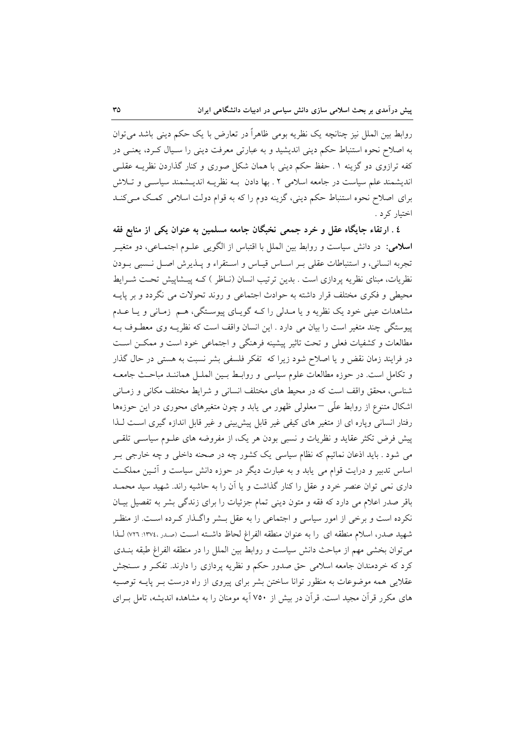روابط بین الملل نیز چنانچه یک نظریه بومی ظاهراً در تعارض با یک حکم دینی باشد می‌توان به اصلاح نحوه استنباط حکم دینی اندیشید و به عبارتی معرفت دینی را سیال کرد، یعنی در کفه ترازوی دو گزینه ۱ . حفظ حکم دینی با همان شکل صوری و کنار گذاردن نظریه عقلی اندیشمند علم سیاست در جامعه اسلامی ۲ . بها دادن به نظریه اندیشمند سیاسی و تلاش برای اصلاح نحوه استنباط حکم دینی، گزینه دوم را که به قوام دولت اسلامی کمک می‌کند اختیار کرد .

**٤ . ارتقاء جایگاه عقل و خرد جمعی نخبگان جامعه مسلمین به عنوان یکی از منابع فقه اسلامی:** در دانش سیاست و روابط بین الملل با اقتباس از الگویی علوم اجتماعی، دو متغیر تجربه انسانی، و استنباطات عقلی بر اساس قیاس و استقراء و پذیرش اصل نسبی بودن نظریات، مبنای نظریه پردازی است . بدین ترتیب انسان (ناظر ) که پیشاپیش تحت شرایط محیطی و فکری مختلف قرار داشته به حوادث اجتماعی و روند تحولات می نگردد و بر پایه مشاهدات عینی خود یک نظریه و یا مدلی را که گویای پیوستگی، هم زمانی و یا عدم پیوستگی چند متغیر است را بیان می دارد . این انسان واقف است که نظریه وی معطوف به مطالعات و کشفیات فعلی و تحت تاثیر پیشینه فرهنگی و اجتماعی خود است و ممکن است در فرایند زمان نقض و یا اصلاح شود زیرا که تفکر فلسفی بشر نسبت به هستی در حال گذار و تکامل است. در حوزه مطالعات علوم سیاسی و روابط بین الملل همانند مباحث جامعه شناسی، محقق واقف است که در محیط های مختلف انسانی و شرایط مختلف مکانی و زمانی اشکال متنوع از روابط علّی – معلولی ظهور می یابد و چون متغیرهای محوری در این حوزه‌ها رفتار انسانی وپاره ای از متغیر های کیفی غیر قابل پیش‌بینی و غیر قابل اندازه گیری است لذا پیش فرض تکثر عقاید و نظریات و نسبی بودن هر یک، از مفروضه های علوم سیاسی تلقی می شود . باید اذعان نمائیم که نظام سیاسی یک کشور چه در صحنه داخلی و چه خارجی بر اساس تدبیر و درایت قوام می یابد و به عبارت دیگر در حوزه دانش سیاست و آئین مملکت داری نمی توان عنصر خرد و عقل را کنار گذاشت و یا آن را به حاشیه راند. شهید سید محمد باقر صدر اعلام می دارد که فقه و متون دینی تمام جزئیات را برای زندگی بشر به تفصیل بیان نکرده است و برخی از امور سیاسی و اجتماعی را به عقل بشر واگذار کرده است. از منظر شهید صدر، اسلام منطقه ای را به عنوان منطقه الفراغ لحاظ داشته است (صدر ،١٣٧٤: ٧٢٦) لذا می‌توان بخشی مهم از مباحث دانش سیاست و روابط بین الملل را در منطقه الفراغ طبقه بندی کرد که خردمندان جامعه اسلامی حق صدور حکم و نظریه پردازی را دارند. تفکر و سنجش عقلایی همه موضوعات به منظور توانا ساختن بشر برای پیروی از راه درست بر پایه توصیه های مکرر قرآن مجید است. قرآن در بیش از ۷۵۰ آیه مومنان را به مشاهده اندیشه، تامل برای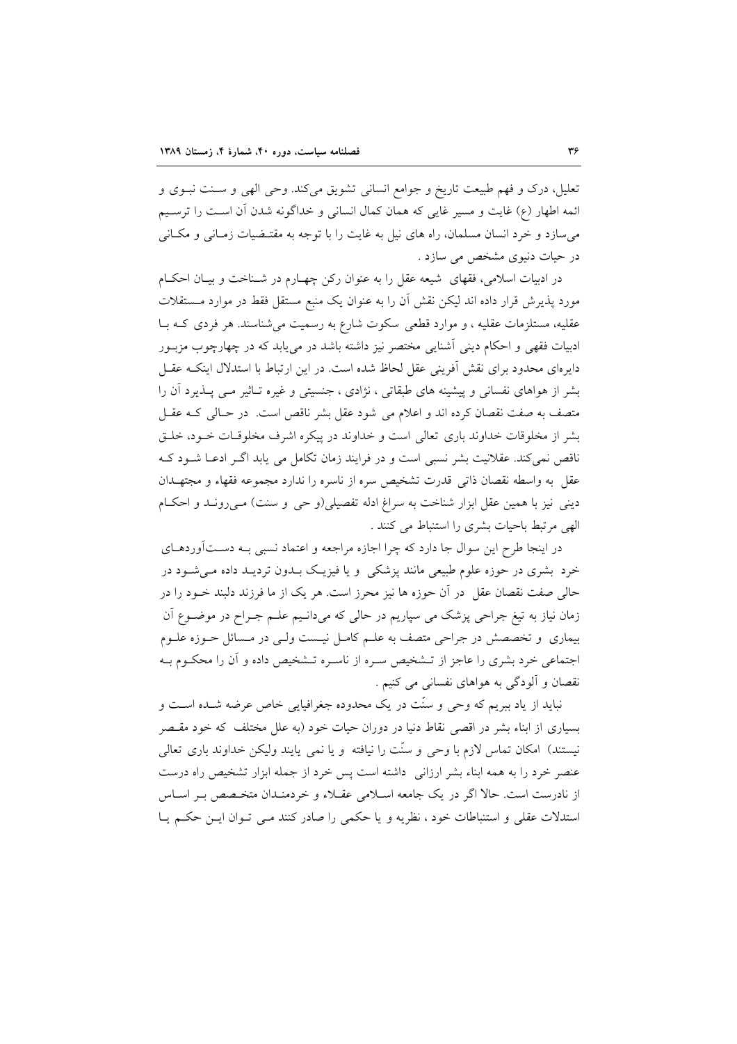تعلیل، درک و فهم طبیعت تاریخ و جوامع انسانی تشویق می‌کند. وحی الهی و سـنت نبـوی و ائمه اطهار (ع) غایت و مسیر غایی که همان کمال انسانی و خداگونه شدن آن اسـت را ترسـیم می‌سازد و خرد انسان مسلمان، راه های نیل به غایت را با توجه به مقتـضیات زمـانی و مکـانی در حیات دنیوی مشخص می سازد .

در ادبیات اسلامی، فقهای شیعه عقل را به عنوان رکن چهـارم در شـناخت و بیـان احکـام مورد پذیرش قرار داده اند لیکن نقش آن را به عنوان یک منبع مستقل فقط در موارد مـستقلات عقلیه، مستلزمات عقلیه ، و موارد قطعی سکوت شارع به رسمیت می‌شناسند. هر فردی کـه بـا ادبیات فقهی و احکام دینی آشنایی مختصر نیز داشته باشد در می‌یابد که در چهارچوب مزبـور دایره‌ای محدود برای نقش آفرینی عقل لحاظ شده است. در این ارتباط با استدلال اینکـه عقـل بشر از هواهای نفسانی و پیشینه های طبقاتی ، نژادی ، جنسیتی و غیره تـاثیر مـی پـذیرد آن را متصف به صفت نقصان کرده اند و اعلام می شود عقل بشر ناقص است. در حـالی کـه عقـل بشر از مخلوقات خداوند باری تعالی است و خداوند در پیکره اشرف مخلوقـات خـود، خلـق ناقص نمی‌کند. عقلانیت بشر نسبی است و در فرایند زمان تکامل می یابد اگـر ادعـا شـود کـه عقل به واسطه نقصان ذاتی قدرت تشخیص سره از ناسره را ندارد مجموعه فقهاء و مجتهـدان دینی نیز با همین عقل ابزار شناخت به سراغ ادله تفصیلی(و حی و سنت) مـی‌رونـد و احکـام الهی مرتبط باحیات بشری را استنباط می کنند .

در اینجا طرح این سوال جا دارد که چرا اجازه مراجعه و اعتماد نسبی بـه دسـت‌آوردهـای خرد بشری در حوزه علوم طبیعی مانند پزشکی و یا فیزیـک بـدون تردیـد داده مـی‌شـود در حالی صفت نقصان عقل در آن حوزه ها نیز محرز است. هر یک از ما فرزند دلبند خـود را در زمان نیاز به تیغ جراحی پزشک می سپاریم در حالی که می‌دانـیم علـم جـراح در موضـوع آن بیماری و تخصصش در جراحی متصف به علـم کامـل نیـست ولـی در مـسائل حـوزه علـوم اجتماعی خرد بشری را عاجز از تـشخیص سـره از ناسـره تـشخیص داده و آن را محکـوم بـه نقصان و آلودگی به هواهای نفسانی می کنیم .

نباید از یاد ببریم که وحی و سنّت در یک محدوده جغرافیایی خاص عرضه شـده اسـت و بسیاری از ابناء بشر در اقصی نقاط دنیا در دوران حیات خود (به علل مختلف که خود مقـصر نیستند) امکان تماس لازم با وحی و سنّت را نیافته و یا نمی یابند ولیکن خداوند باری تعالی عنصر خرد را به همه ابناء بشر ارزانی داشته است پس خرد از جمله ابزار تشخیص راه درست از نادرست است. حالا اگر در یک جامعه اسـلامی عقـلاء و خردمنـدان متخـصص بـر اسـاس استدلات عقلی و استنباطات خود ، نظریه و یا حکمی را صادر کنند مـی تـوان ایـن حکـم یـا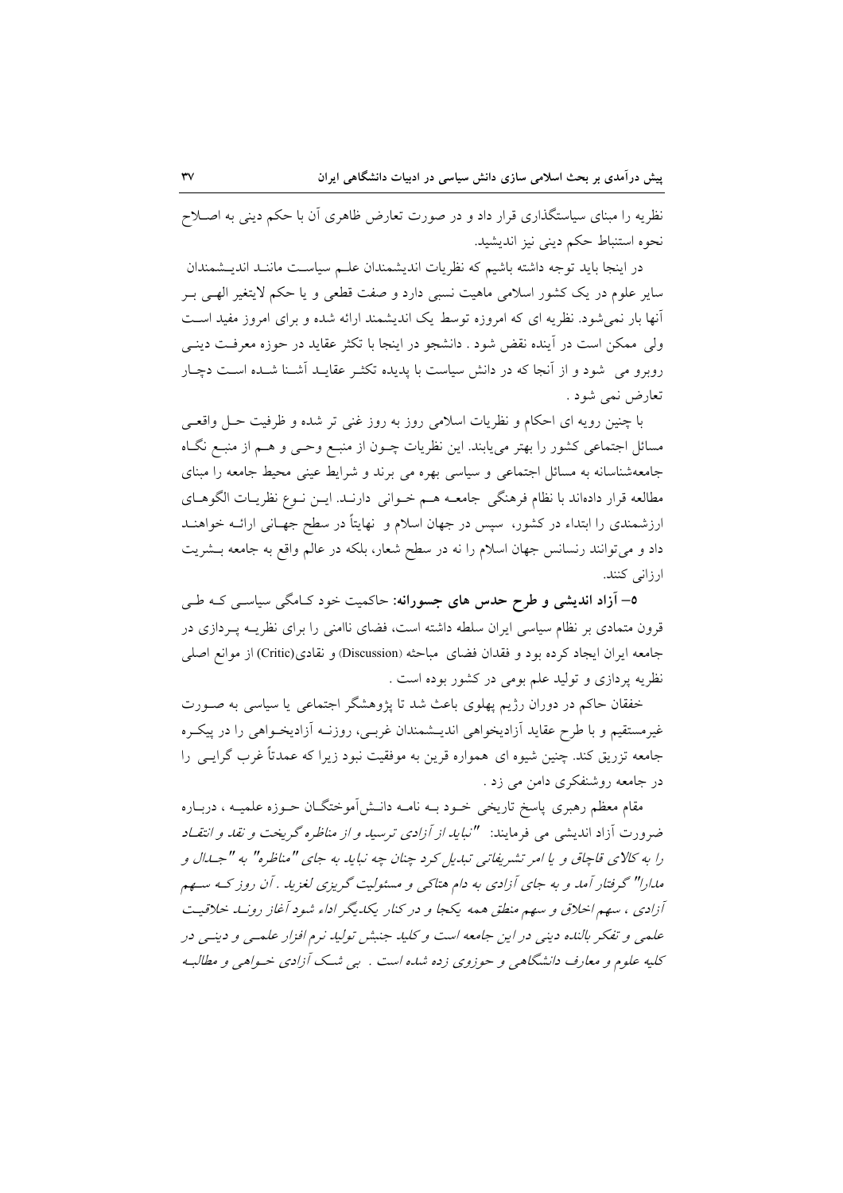نظریه را مبنای سیاستگذاری قرار داد و در صورت تعارض ظاهری آن با حکم دینی به اصلاح نحوه استنباط حکم دینی نیز اندیشید.

در اینجا باید توجه داشته باشیم که نظریات اندیشمندان علم سیاست مانند اندیشمندان سایر علوم در یک کشور اسلامی ماهیت نسبی دارد و صفت قطعی و یا حکم لایتغیر الهی بر آنها بار نمی‌شود. نظریه ای که امروزه توسط یک اندیشمند ارائه شده و برای امروز مفید است ولی ممکن است در آینده نقض شود . دانشجو در اینجا با تکثر عقاید در حوزه معرفت دینی روبرو می شود و از آنجا که در دانش سیاست با پدیده تکثر عقاید آشنا شده است دچار تعارض نمی شود .

با چنین رویه ای احکام و نظریات اسلامی روز به روز غنی تر شده و ظرفیت حل واقعی مسائل اجتماعی کشور را بهتر می‌یابند. این نظریات چون از منبع وحی و هم از منبع نگاه جامعه‌شناسانه به مسائل اجتماعی و سیاسی بهره می برند و شرایط عینی محیط جامعه را مبنای مطالعه قرار داده‌اند با نظام فرهنگی جامعه هم خوانی دارند. این نوع نظریات الگوهای ارزشمندی را ابتداء در کشور، سپس در جهان اسلام و نهایتاً در سطح جهانی ارائه خواهند داد و می‌توانند رنسانس جهان اسلام را نه در سطح شعار، بلکه در عالم واقع به جامعه بشریت ارزانی کنند.

**۵– آزاد اندیشی و طرح حدس های جسورانه:** حاکمیت خود کامگی سیاسی که طی قرون متمادی بر نظام سیاسی ایران سلطه داشته است، فضای ناامنی را برای نظریه پردازی در جامعه ایران ایجاد کرده بود و فقدان فضای مباحثه (Discussion) و نقادی(Critic) از موانع اصلی نظریه پردازی و تولید علم بومی در کشور بوده است .

خفقان حاکم در دوران رژیم پهلوی باعث شد تا پژوهشگر اجتماعی یا سیاسی به صورت غیرمستقیم و با طرح عقاید آزادیخواهی اندیشمندان غربی، روزنه آزادیخواهی را در پیکره جامعه تزریق کند. چنین شیوه ای همواره قرین به موفقیت نبود زیرا که عمدتاً غرب گرایی را در جامعه روشنفکری دامن می زد .

مقام معظم رهبری پاسخ تاریخی خود به نامه دانش‌آموختگان حوزه علمیه ، درباره ضرورت آزاد اندیشی می فرمایند: *"نباید از آزادی ترسید و از مناظره گریخت و نقد و انتقاد را به کالای قاچاق و یا امر تشریفاتی تبدیل کرد چنان چه نباید به جای "مناظره" به "جدال و مدارا" گرفتار آمد و به جای آزادی به دام هتاکی و مسئولیت گریزی لغزید . آن روز که سهم آزادی ، سهم اخلاق و سهم منطق همه یکجا و در کنار یکدیگر اداء شود آغاز روند خلاقیت علمی و تفکر بالنده دینی در این جامعه است و کلید جنبش تولید نرم افزار علمی و دینی در کلیه علوم و معارف دانشگاهی و حوزوی زده شده است . بی شک آزادی خواهی و مطالبه*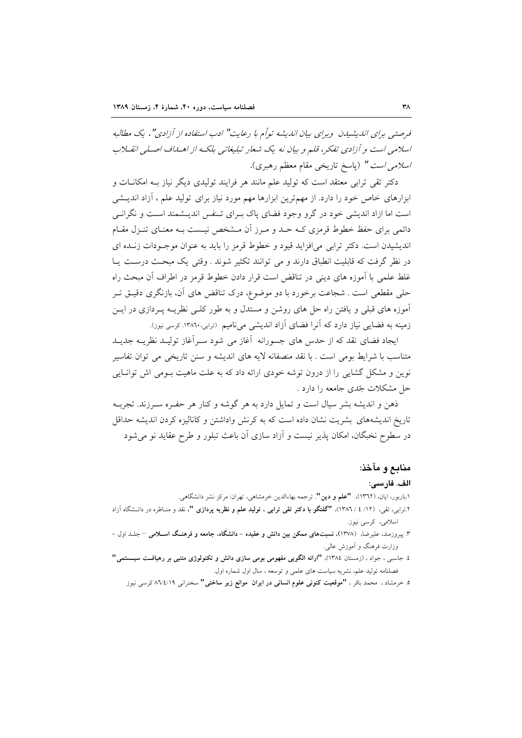*فرصتی برای اندیشیدن وبرای بیان اندیشه توأم با رعایت" ادب استفاده از آزادی"، یک مطالبه اسلامی است و آزادی تفکر، قلم و بیان نه یک شعار تبلیغاتی بلکـه از اهـداف اصـلی انقـلاب اسلامی است "* (پاسخ تاریخی مقام معظم رهبری).

دکتر تقی ترابی معتقد است که تولید علم مانند هر فرایند تولیدی دیگر نیاز بـه امکانـات و ابزارهای خاص خود را دارد. از مهم‌ترین ابزارها مهم مورد نیاز برای تولید علم ، آزاد اندیـشی است اما ازاد اندیشی خود در گرو وجود فضای پاک بـرای تـنفس اندیـشمند اسـت و نگرانـی دائمی برای حفظ خطوط قرمزی کـه حـد و مـرز آن مـشخص نیـست بـه معنـای تنـزل مقـام اندیشیدن است. دکتر ترابی می‌افزاید قیود و خطوط قرمز را باید به عنوان موجـودات زنـده ای در نظر گرفت که قابلیت انطباق دارند و می توانند تکثیر شوند . وقتی یک مبحـث درسـت یـا غلط علمی با آموزه های دینی در تناقض است قرار دادن خطوط قرمز در اطراف آن مبحث راه حلی مقطعی است . شجاعت برخورد با دو موضوع، درک تناقض های آن، بازنگری دقیـق تـر آموزه های قبلی و یافتن راه حل های روشن و مستدل و به طور کلـی نظریـه پـردازی در ایـن زمینه به فضایی نیاز دارد که آنرا فضای آزاد اندیشی می‌نامیم (ترابی،۱۳۸۶. کرسی نیوز).

ایجاد فضای نقد که از حدس های جسورانه آغاز می شود سـرآغاز تولیـد نظریـه جدیـد متناسب با شرایط بومی است . با نقد منصفانه لایه های اندیشه و سنن تاریخی می توان تفاسیر نوین و مشکل گشایی را از درون توشه خودی ارائه داد که به علت ماهیت بـومی اش توانـایی حل مشکلات جّدی جامعه را دارد .

ذهن و اندیشه بشر سیال است و تمایل دارد به هر گوشه و کنار هر حفـره سـرزند. تجربـه تاریخ اندیشه‌های بشریت نشان داده است که به کرنش واداشتن و کانالیزه کردن اندیشه حداقل در سطوح نخبگان، امکان پذیر نیست و آزاد سازی آن باعث تبلور و طرح عقاید نو می‌شود

## منابع و مآخذ:

### الف. فارسی:

۱.باربور، ایان، (۱۳۶۲)، **"علم و دین"**. ترجمه بهاءالدین خرمشاهی، تهران: مرکز نشر دانشگاهی.

۲.ترابی، تقی، (۱۲/ ٤ / ۱۳۸٦)، **"گفتگو با دکتر تقی ترابی ، تولید علم و نظریه پردازی "**، نقد و منـاظره در دانـشگاه آزاد اسلامی، کرسی نیوز.

۳. پیروزمند، علیرضا، (۱۳۷۸)، **نسبت‌های ممکن بین دانش و عقیده - دانشگاه، جامعه و فرهنـگ اسـلامی** – جلـد اول - وزارت فرهنگ و آموزش عالی.

٤. جاسبی ، جواد ، (زمستان ۱۳۸٤)، **"ارائه الگویی مفهومی بومی سازی دانش و تکنولوژی متنبی بر رهیافـت سیـستمی"** فصلنامه تولید علم، نشریه سیاست های علمی و توسعه ، سال اول شماره اول.

۵. خرمشاد ، محمد باقر ، **"موقعیت کنونی علوم انسانی در ایران موانع زیر ساختی"** سخنرانی ۸٦/٤/۱۹ کرسی نیوز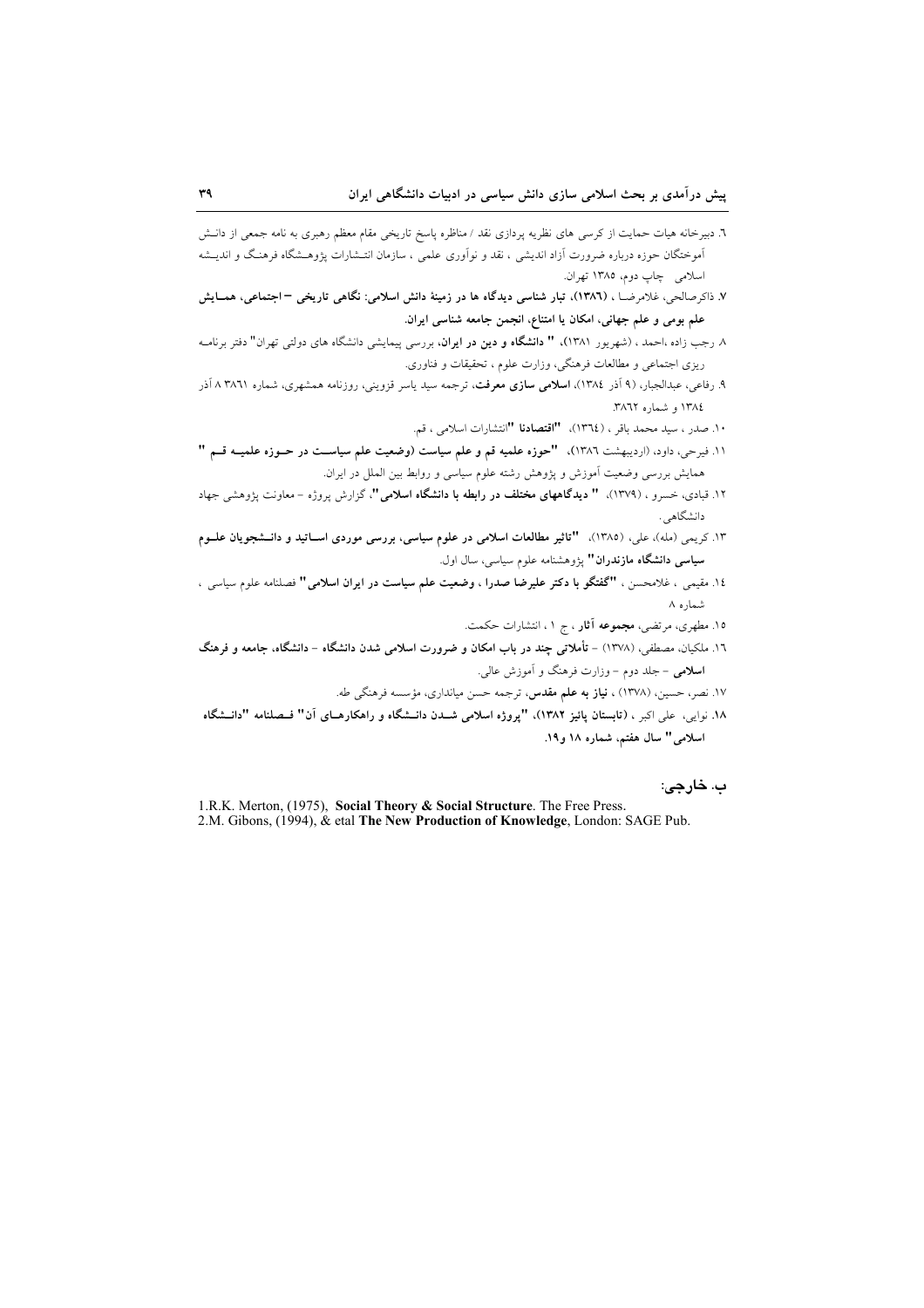٦. دبیرخانه هیات حمایت از کرسی های نظریه پردازی نقد / مناظره پاسخ تاریخی مقام معظم رهبری به نامه جمعی از دانش آموختگان حوزه درباره ضرورت آزاد اندیشی ، نقد و نوآوری علمی ، سازمان انتشارات پژوهشگاه فرهنگ و اندیشه اسلامی چاپ دوم، ١٣٨٥ تهران.

٧. ذاکرصالحی، غلامرضا ، (١٣٨٦)، **تیار شناسی دیدگاه ها در زمینهٔ دانش اسلامی: نگاهی تاریخی – اجتماعی، همایش علم بومی و علم جهانی، امکان یا امتناع، انجمن جامعه شناسی ایران.**

٨ رجب زاده ،احمد ، (شهریور ١٣٨١)، **" دانشگاه و دین در ایران**، بررسی پیمایشی دانشگاه های دولتی تهران" دفتر برنامه ریزی اجتماعی و مطالعات فرهنگی، وزارت علوم ، تحقیقات و فناوری.

٩. رفاعی، عبدالجبار، (٩ آذر ١٣٨٤)، **اسلامی سازی معرفت**، ترجمه سید یاسر قزوینی، روزنامه همشهری، شماره ٣٨٦١ ٨ آذر ١٣٨٤ و شماره ٣٨٦٢.

١٠. صدر ، سید محمد باقر ، (١٣٦٤)، **"اقتصادنا "**انتشارات اسلامی ، قم.

١١. فیرحی، داود، (اردیبهشت ١٣٨٦)، **"حوزه علمیه قم و علم سیاست (وضعیت علم سیاست در حوزه علمیه قم "** همایش بررسی وضعیت آموزش و پژوهش رشته علوم سیاسی و روابط بین الملل در ایران.

١٢. قبادی، خسرو ، (١٣٧٩)، **" دیدگاههای مختلف در رابطه با دانشگاه اسلامی"**، گزارش پروژه – معاونت پژوهشی جهاد دانشگاهی.

١٣. کریمی (مله)، علی، (١٣٨٥)، **"تاثیر مطالعات اسلامی در علوم سیاسی، بررسی موردی اساتید و دانشجویان علوم سیاسی دانشگاه مازندران"** پژوهشنامه علوم سیاسی، سال اول.

١٤. مقیمی ، غلامحسن ، **"گفتگو با دکتر علیرضا صدرا ، وضعیت علم سیاست در ایران اسلامی"** فصلنامه علوم سیاسی ، شماره ٨

١٥. مطهری، مرتضی، **مجموعه آثار** ، ج ١ ، انتشارات حکمت.

١٦. ملکیان، مصطفی، (١٣٧٨) – **تأملاتی چند در باب امکان و ضرورت اسلامی شدن دانشگاه – دانشگاه، جامعه و فرهنگ اسلامی** – جلد دوم – وزارت فرهنگ و آموزش عالی.

١٧. نصر، حسین، (١٣٧٨) ، **نیاز به علم مقدس**، ترجمه حسن میانداری، مؤسسه فرهنگی طه.

١٨. نوایی، علی اکبر ، **(تابستان پائیز ١٣٨٢)، "پروژه اسلامی شدن دانشگاه و راهکارهای آن" فصلنامه "دانشگاه اسلامی" سال هفتم، شماره ١٨ و١٩.**

### ب. خارجی:

1.R.K. Merton, (1975), **Social Theory & Social Structure**. The Free Press.
2.M. Gibons, (1994), & etal **The New Production of Knowledge**, London: SAGE Pub.